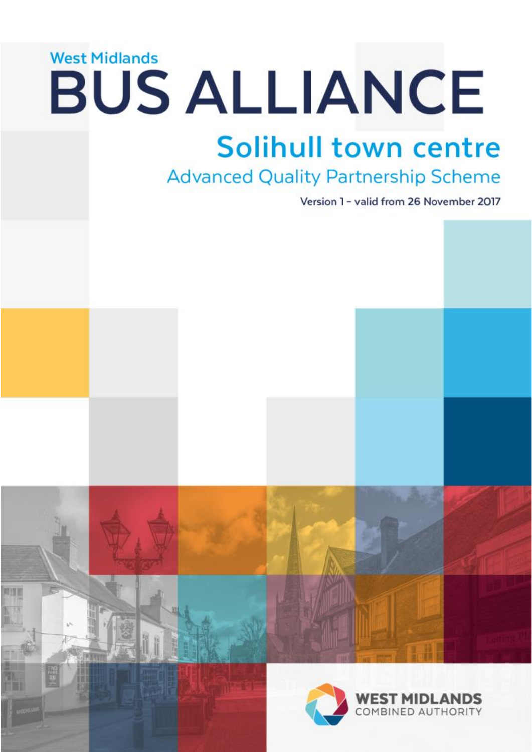West Midlands

# BUS ALLIANCE

## Solihull town centre

### Advanced Quality Partnership Scheme

Version 1 - valid from 26 November 2017

WEST MIDLANDS COMBINED AUTHORITY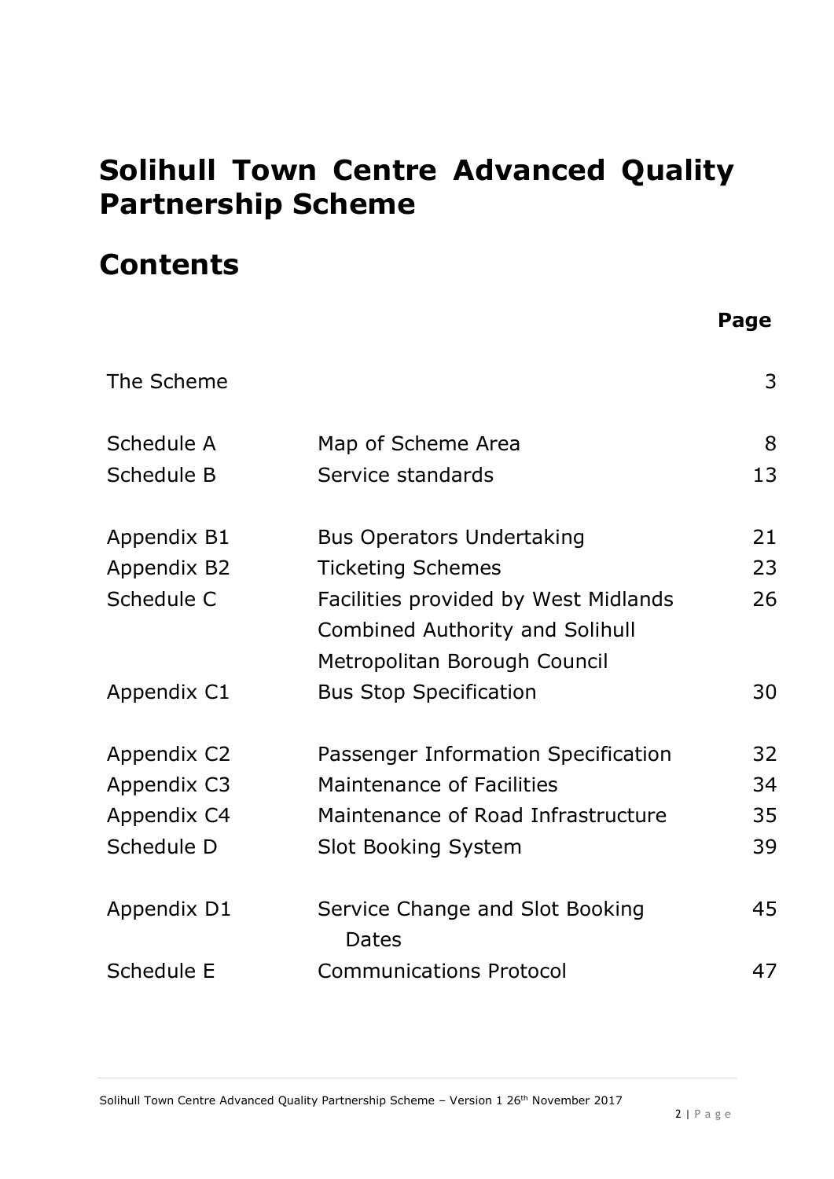# Solihull Town Centre Advanced Quality Partnership Scheme

# Contents

| | | Page |
|---|---|---|
| The Scheme | | 3 |
| Schedule A | Map of Scheme Area | 8 |
| Schedule B | Service standards | 13 |
| Appendix B1 | Bus Operators Undertaking | 21 |
| Appendix B2 | Ticketing Schemes | 23 |
| Schedule C | Facilities provided by West Midlands Combined Authority and Solihull Metropolitan Borough Council | 26 |
| Appendix C1 | Bus Stop Specification | 30 |
| Appendix C2 | Passenger Information Specification | 32 |
| Appendix C3 | Maintenance of Facilities | 34 |
| Appendix C4 | Maintenance of Road Infrastructure | 35 |
| Schedule D | Slot Booking System | 39 |
| Appendix D1 | Service Change and Slot Booking Dates | 45 |
| Schedule E | Communications Protocol | 47 |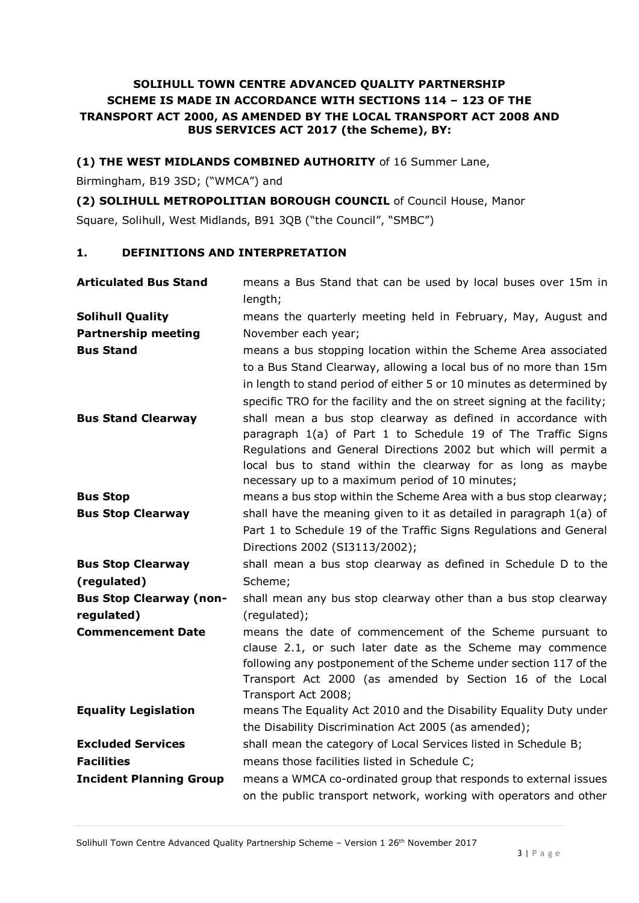**SOLIHULL TOWN CENTRE ADVANCED QUALITY PARTNERSHIP SCHEME IS MADE IN ACCORDANCE WITH SECTIONS 114 – 123 OF THE TRANSPORT ACT 2000, AS AMENDED BY THE LOCAL TRANSPORT ACT 2008 AND BUS SERVICES ACT 2017 (the Scheme), BY:**

**(1) THE WEST MIDLANDS COMBINED AUTHORITY** of 16 Summer Lane, Birmingham, B19 3SD; ("WMCA") and

**(2) SOLIHULL METROPOLITAN BOROUGH COUNCIL** of Council House, Manor Square, Solihull, West Midlands, B91 3QB ("the Council", "SMBC")

## 1. DEFINITIONS AND INTERPRETATION

| | |
|---|---|
| **Articulated Bus Stand** | means a Bus Stand that can be used by local buses over 15m in length; |
| **Solihull Quality Partnership meeting** | means the quarterly meeting held in February, May, August and November each year; |
| **Bus Stand** | means a bus stopping location within the Scheme Area associated to a Bus Stand Clearway, allowing a local bus of no more than 15m in length to stand period of either 5 or 10 minutes as determined by specific TRO for the facility and the on street signing at the facility; |
| **Bus Stand Clearway** | shall mean a bus stop clearway as defined in accordance with paragraph 1(a) of Part 1 to Schedule 19 of The Traffic Signs Regulations and General Directions 2002 but which will permit a local bus to stand within the clearway for as long as maybe necessary up to a maximum period of 10 minutes; |
| **Bus Stop** | means a bus stop within the Scheme Area with a bus stop clearway; |
| **Bus Stop Clearway** | shall have the meaning given to it as detailed in paragraph 1(a) of Part 1 to Schedule 19 of the Traffic Signs Regulations and General Directions 2002 (SI3113/2002); |
| **Bus Stop Clearway (regulated)** | shall mean a bus stop clearway as defined in Schedule D to the Scheme; |
| **Bus Stop Clearway (non-regulated)** | shall mean any bus stop clearway other than a bus stop clearway (regulated); |
| **Commencement Date** | means the date of commencement of the Scheme pursuant to clause 2.1, or such later date as the Scheme may commence following any postponement of the Scheme under section 117 of the Transport Act 2000 (as amended by Section 16 of the Local Transport Act 2008; |
| **Equality Legislation** | means The Equality Act 2010 and the Disability Equality Duty under the Disability Discrimination Act 2005 (as amended); |
| **Excluded Services** | shall mean the category of Local Services listed in Schedule B; |
| **Facilities** | means those facilities listed in Schedule C; |
| **Incident Planning Group** | means a WMCA co-ordinated group that responds to external issues on the public transport network, working with operators and other |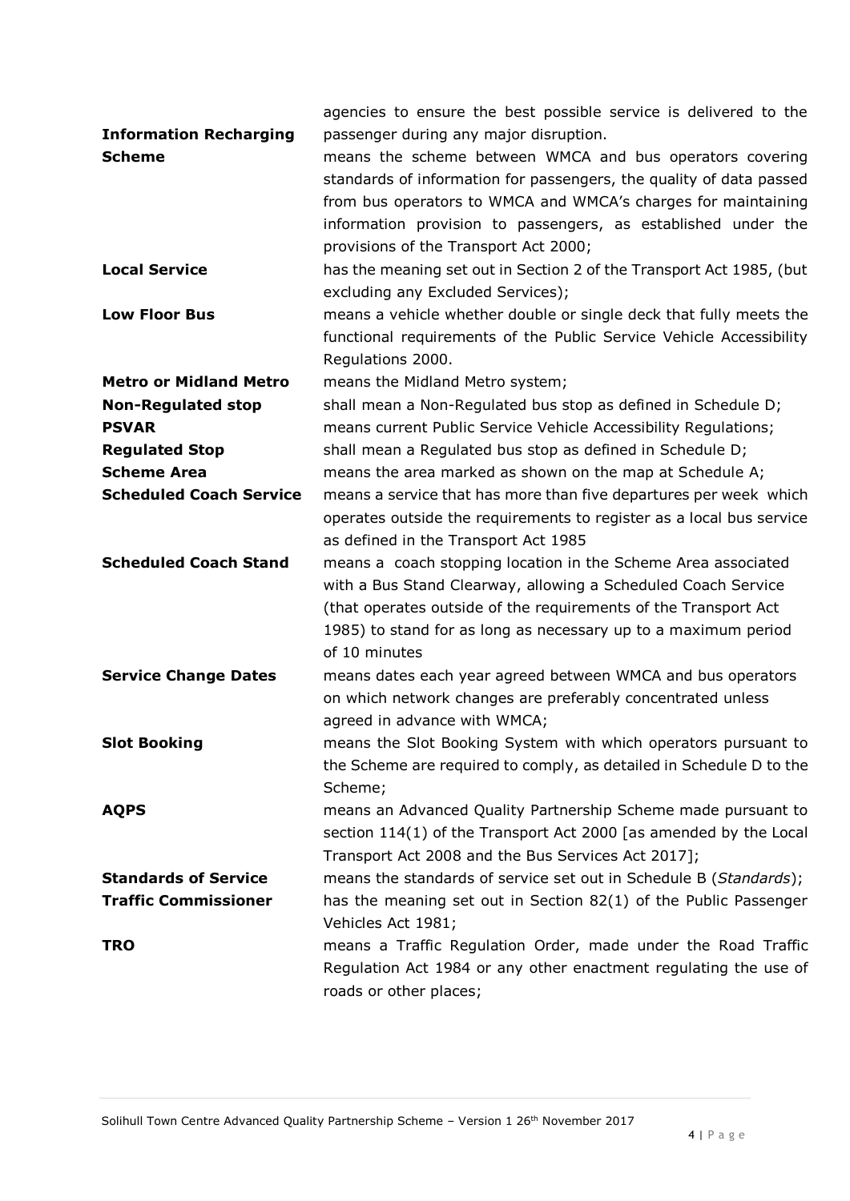| | |
|---|---|
| | agencies to ensure the best possible service is delivered to the passenger during any major disruption. |
| **Information Recharging Scheme** | means the scheme between WMCA and bus operators covering standards of information for passengers, the quality of data passed from bus operators to WMCA and WMCA's charges for maintaining information provision to passengers, as established under the provisions of the Transport Act 2000; |
| **Local Service** | has the meaning set out in Section 2 of the Transport Act 1985, (but excluding any Excluded Services); |
| **Low Floor Bus** | means a vehicle whether double or single deck that fully meets the functional requirements of the Public Service Vehicle Accessibility Regulations 2000. |
| **Metro or Midland Metro** | means the Midland Metro system; |
| **Non-Regulated stop** | shall mean a Non-Regulated bus stop as defined in Schedule D; |
| **PSVAR** | means current Public Service Vehicle Accessibility Regulations; |
| **Regulated Stop** | shall mean a Regulated bus stop as defined in Schedule D; |
| **Scheme Area** | means the area marked as shown on the map at Schedule A; |
| **Scheduled Coach Service** | means a service that has more than five departures per week which operates outside the requirements to register as a local bus service as defined in the Transport Act 1985 |
| **Scheduled Coach Stand** | means a coach stopping location in the Scheme Area associated with a Bus Stand Clearway, allowing a Scheduled Coach Service (that operates outside of the requirements of the Transport Act 1985) to stand for as long as necessary up to a maximum period of 10 minutes |
| **Service Change Dates** | means dates each year agreed between WMCA and bus operators on which network changes are preferably concentrated unless agreed in advance with WMCA; |
| **Slot Booking** | means the Slot Booking System with which operators pursuant to the Scheme are required to comply, as detailed in Schedule D to the Scheme; |
| **AQPS** | means an Advanced Quality Partnership Scheme made pursuant to section 114(1) of the Transport Act 2000 [as amended by the Local Transport Act 2008 and the Bus Services Act 2017]; |
| **Standards of Service** | means the standards of service set out in Schedule B (*Standards*); |
| **Traffic Commissioner** | has the meaning set out in Section 82(1) of the Public Passenger Vehicles Act 1981; |
| **TRO** | means a Traffic Regulation Order, made under the Road Traffic Regulation Act 1984 or any other enactment regulating the use of roads or other places; |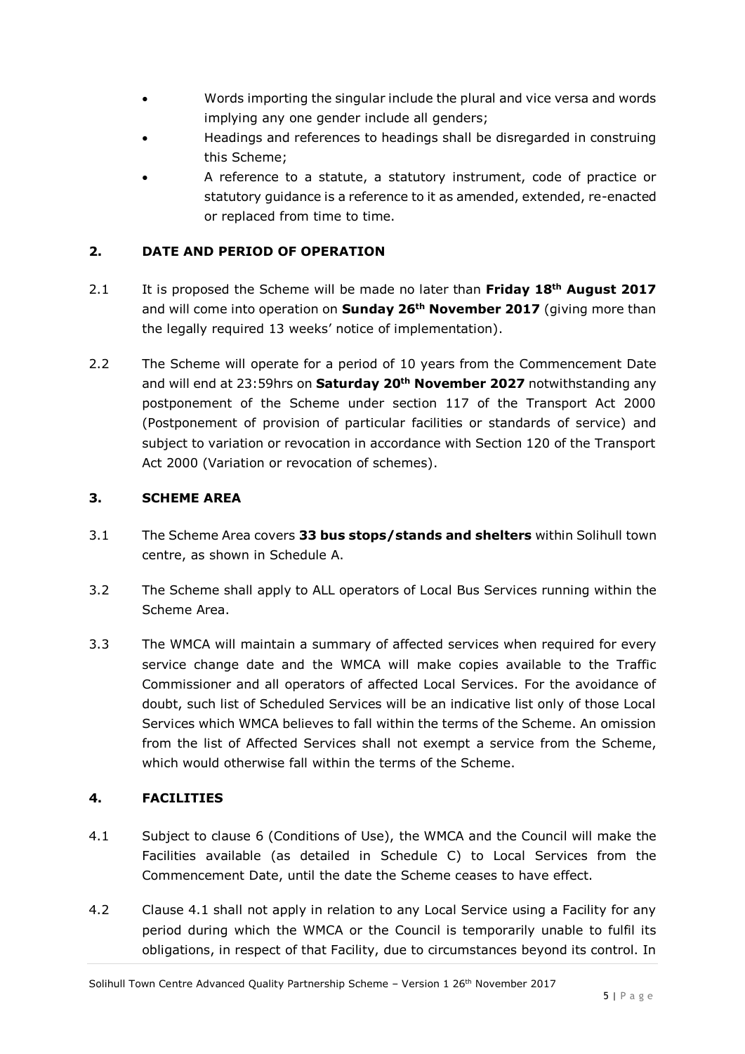- Words importing the singular include the plural and vice versa and words implying any one gender include all genders;
- Headings and references to headings shall be disregarded in construing this Scheme;
- A reference to a statute, a statutory instrument, code of practice or statutory guidance is a reference to it as amended, extended, re-enacted or replaced from time to time.

## 2. DATE AND PERIOD OF OPERATION

2.1 It is proposed the Scheme will be made no later than **Friday 18th August 2017** and will come into operation on **Sunday 26th November 2017** (giving more than the legally required 13 weeks' notice of implementation).

2.2 The Scheme will operate for a period of 10 years from the Commencement Date and will end at 23:59hrs on **Saturday 20th November 2027** notwithstanding any postponement of the Scheme under section 117 of the Transport Act 2000 (Postponement of provision of particular facilities or standards of service) and subject to variation or revocation in accordance with Section 120 of the Transport Act 2000 (Variation or revocation of schemes).

## 3. SCHEME AREA

3.1 The Scheme Area covers **33 bus stops/stands and shelters** within Solihull town centre, as shown in Schedule A.

3.2 The Scheme shall apply to ALL operators of Local Bus Services running within the Scheme Area.

3.3 The WMCA will maintain a summary of affected services when required for every service change date and the WMCA will make copies available to the Traffic Commissioner and all operators of affected Local Services. For the avoidance of doubt, such list of Scheduled Services will be an indicative list only of those Local Services which WMCA believes to fall within the terms of the Scheme. An omission from the list of Affected Services shall not exempt a service from the Scheme, which would otherwise fall within the terms of the Scheme.

## 4. FACILITIES

4.1 Subject to clause 6 (Conditions of Use), the WMCA and the Council will make the Facilities available (as detailed in Schedule C) to Local Services from the Commencement Date, until the date the Scheme ceases to have effect.

4.2 Clause 4.1 shall not apply in relation to any Local Service using a Facility for any period during which the WMCA or the Council is temporarily unable to fulfil its obligations, in respect of that Facility, due to circumstances beyond its control. In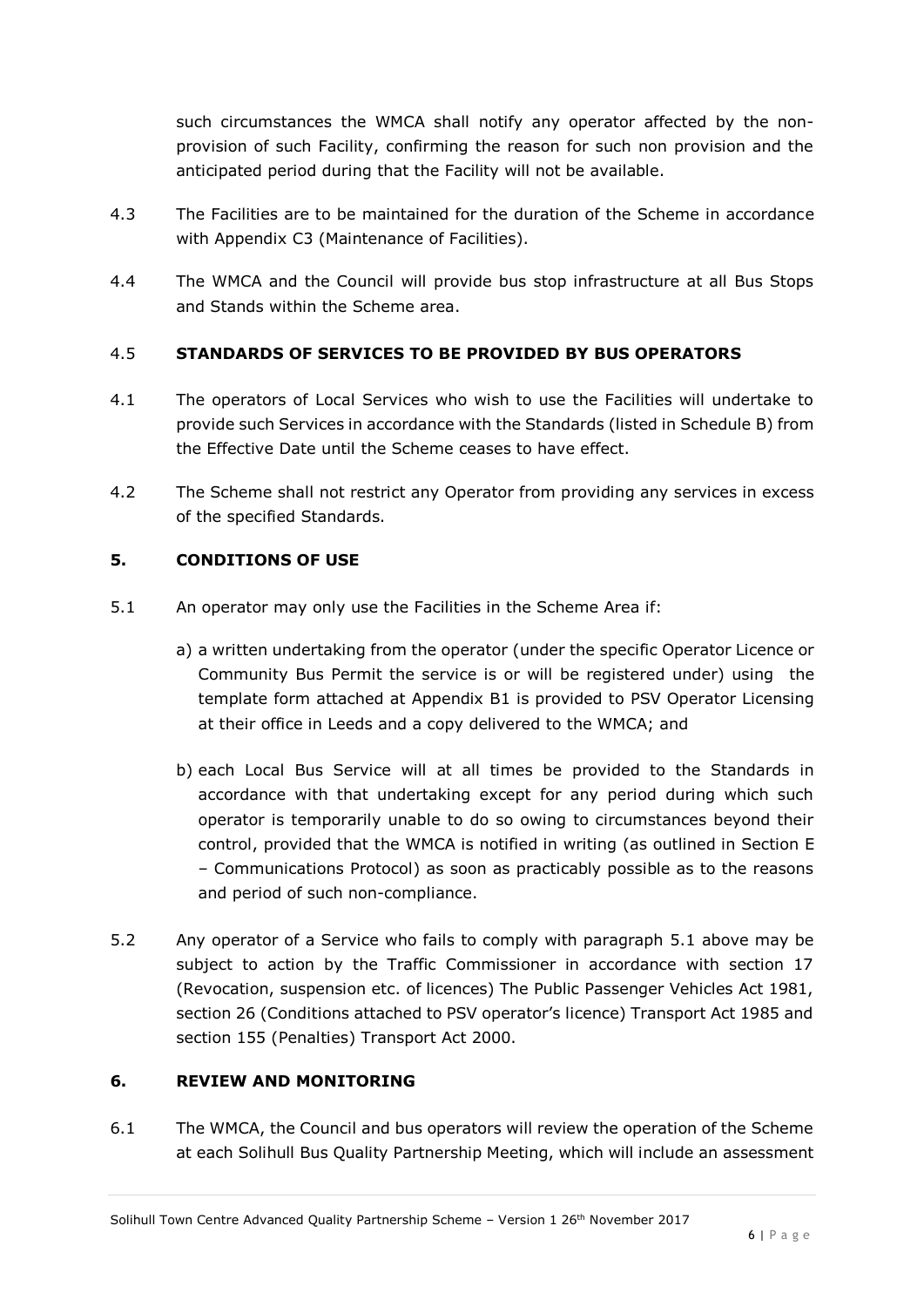such circumstances the WMCA shall notify any operator affected by the non-provision of such Facility, confirming the reason for such non provision and the anticipated period during that the Facility will not be available.

4.3 The Facilities are to be maintained for the duration of the Scheme in accordance with Appendix C3 (Maintenance of Facilities).

4.4 The WMCA and the Council will provide bus stop infrastructure at all Bus Stops and Stands within the Scheme area.

## 4.5 STANDARDS OF SERVICES TO BE PROVIDED BY BUS OPERATORS

4.1 The operators of Local Services who wish to use the Facilities will undertake to provide such Services in accordance with the Standards (listed in Schedule B) from the Effective Date until the Scheme ceases to have effect.

4.2 The Scheme shall not restrict any Operator from providing any services in excess of the specified Standards.

## 5. CONDITIONS OF USE

5.1 An operator may only use the Facilities in the Scheme Area if:

a) a written undertaking from the operator (under the specific Operator Licence or Community Bus Permit the service is or will be registered under) using the template form attached at Appendix B1 is provided to PSV Operator Licensing at their office in Leeds and a copy delivered to the WMCA; and

b) each Local Bus Service will at all times be provided to the Standards in accordance with that undertaking except for any period during which such operator is temporarily unable to do so owing to circumstances beyond their control, provided that the WMCA is notified in writing (as outlined in Section E – Communications Protocol) as soon as practicably possible as to the reasons and period of such non-compliance.

5.2 Any operator of a Service who fails to comply with paragraph 5.1 above may be subject to action by the Traffic Commissioner in accordance with section 17 (Revocation, suspension etc. of licences) The Public Passenger Vehicles Act 1981, section 26 (Conditions attached to PSV operator's licence) Transport Act 1985 and section 155 (Penalties) Transport Act 2000.

## 6. REVIEW AND MONITORING

6.1 The WMCA, the Council and bus operators will review the operation of the Scheme at each Solihull Bus Quality Partnership Meeting, which will include an assessment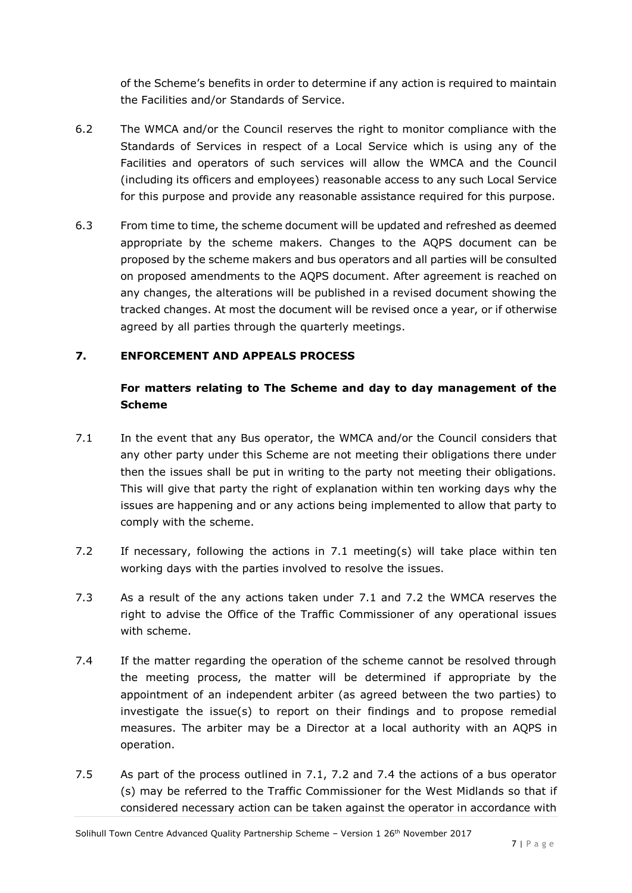of the Scheme's benefits in order to determine if any action is required to maintain the Facilities and/or Standards of Service.

6.2 The WMCA and/or the Council reserves the right to monitor compliance with the Standards of Services in respect of a Local Service which is using any of the Facilities and operators of such services will allow the WMCA and the Council (including its officers and employees) reasonable access to any such Local Service for this purpose and provide any reasonable assistance required for this purpose.

6.3 From time to time, the scheme document will be updated and refreshed as deemed appropriate by the scheme makers. Changes to the AQPS document can be proposed by the scheme makers and bus operators and all parties will be consulted on proposed amendments to the AQPS document. After agreement is reached on any changes, the alterations will be published in a revised document showing the tracked changes. At most the document will be revised once a year, or if otherwise agreed by all parties through the quarterly meetings.

## 7. ENFORCEMENT AND APPEALS PROCESS

### For matters relating to The Scheme and day to day management of the Scheme

7.1 In the event that any Bus operator, the WMCA and/or the Council considers that any other party under this Scheme are not meeting their obligations there under then the issues shall be put in writing to the party not meeting their obligations. This will give that party the right of explanation within ten working days why the issues are happening and or any actions being implemented to allow that party to comply with the scheme.

7.2 If necessary, following the actions in 7.1 meeting(s) will take place within ten working days with the parties involved to resolve the issues.

7.3 As a result of the any actions taken under 7.1 and 7.2 the WMCA reserves the right to advise the Office of the Traffic Commissioner of any operational issues with scheme.

7.4 If the matter regarding the operation of the scheme cannot be resolved through the meeting process, the matter will be determined if appropriate by the appointment of an independent arbiter (as agreed between the two parties) to investigate the issue(s) to report on their findings and to propose remedial measures. The arbiter may be a Director at a local authority with an AQPS in operation.

7.5 As part of the process outlined in 7.1, 7.2 and 7.4 the actions of a bus operator (s) may be referred to the Traffic Commissioner for the West Midlands so that if considered necessary action can be taken against the operator in accordance with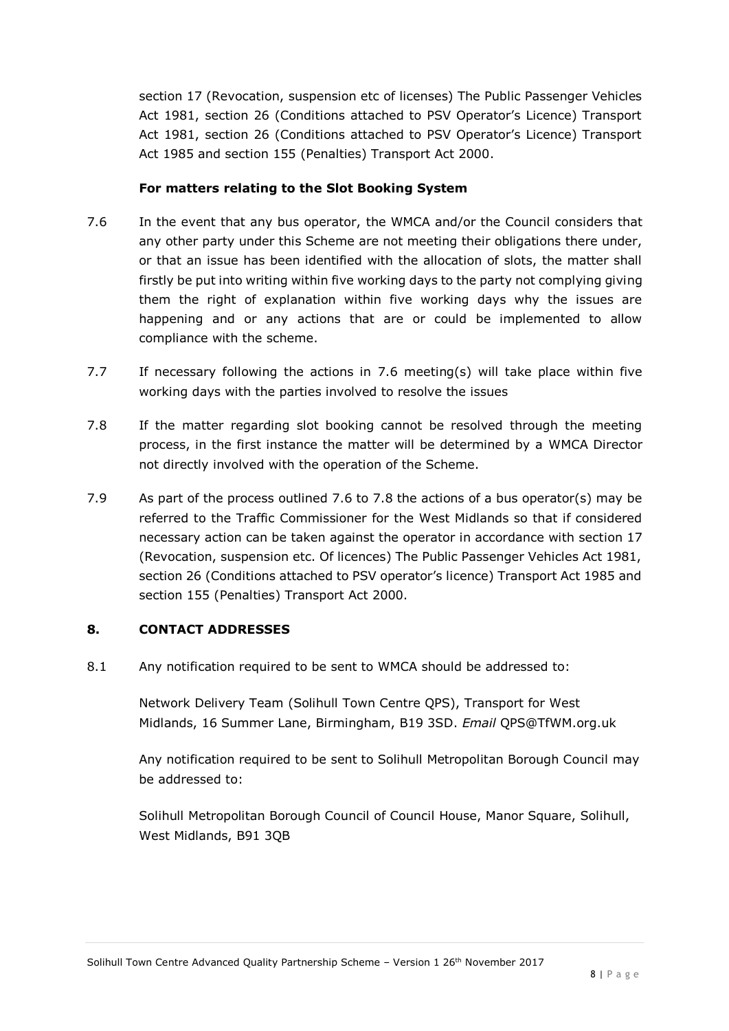section 17 (Revocation, suspension etc of licenses) The Public Passenger Vehicles Act 1981, section 26 (Conditions attached to PSV Operator's Licence) Transport Act 1981, section 26 (Conditions attached to PSV Operator's Licence) Transport Act 1985 and section 155 (Penalties) Transport Act 2000.

**For matters relating to the Slot Booking System**

7.6 In the event that any bus operator, the WMCA and/or the Council considers that any other party under this Scheme are not meeting their obligations there under, or that an issue has been identified with the allocation of slots, the matter shall firstly be put into writing within five working days to the party not complying giving them the right of explanation within five working days why the issues are happening and or any actions that are or could be implemented to allow compliance with the scheme.

7.7 If necessary following the actions in 7.6 meeting(s) will take place within five working days with the parties involved to resolve the issues

7.8 If the matter regarding slot booking cannot be resolved through the meeting process, in the first instance the matter will be determined by a WMCA Director not directly involved with the operation of the Scheme.

7.9 As part of the process outlined 7.6 to 7.8 the actions of a bus operator(s) may be referred to the Traffic Commissioner for the West Midlands so that if considered necessary action can be taken against the operator in accordance with section 17 (Revocation, suspension etc. Of licences) The Public Passenger Vehicles Act 1981, section 26 (Conditions attached to PSV operator's licence) Transport Act 1985 and section 155 (Penalties) Transport Act 2000.

## 8. CONTACT ADDRESSES

8.1 Any notification required to be sent to WMCA should be addressed to:

Network Delivery Team (Solihull Town Centre QPS), Transport for West Midlands, 16 Summer Lane, Birmingham, B19 3SD. *Email* QPS@TfWM.org.uk

Any notification required to be sent to Solihull Metropolitan Borough Council may be addressed to:

Solihull Metropolitan Borough Council of Council House, Manor Square, Solihull, West Midlands, B91 3QB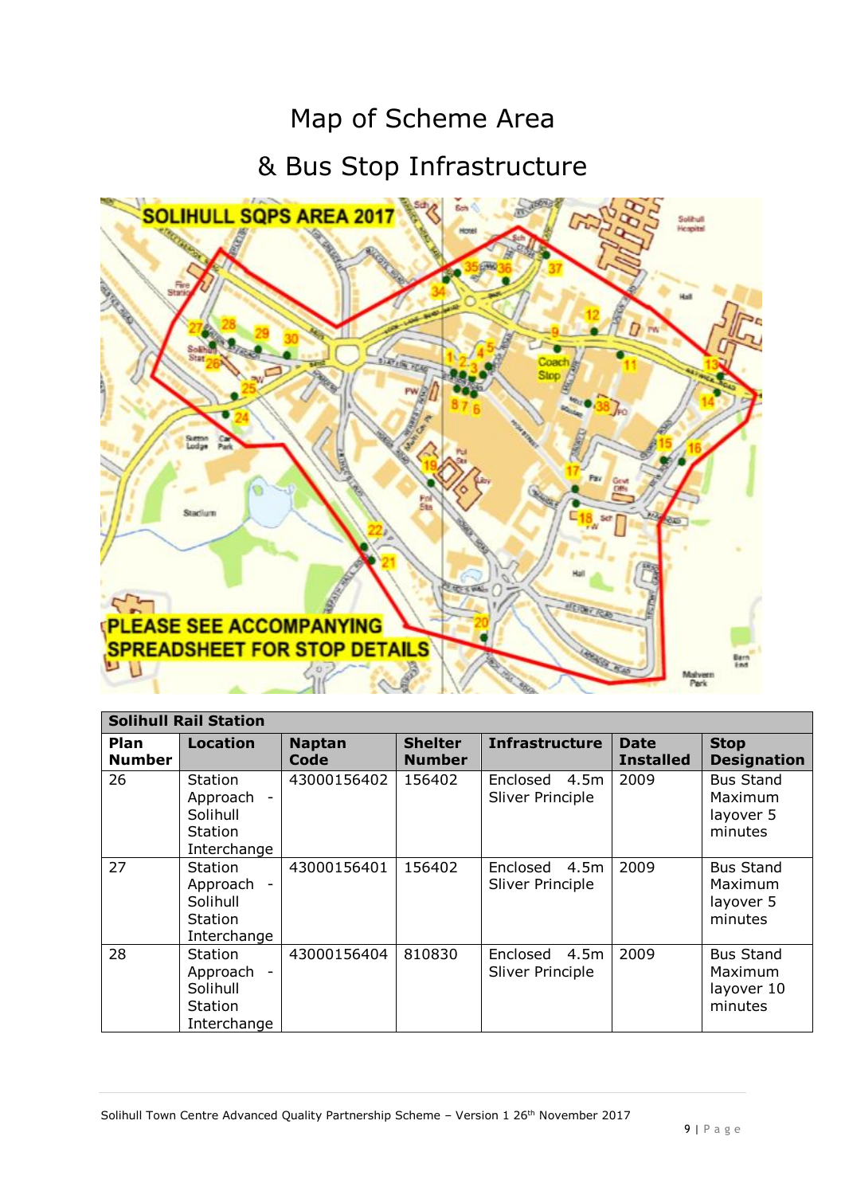# Map of Scheme Area

# & Bus Stop Infrastructure

| Solihull Rail Station | | | | | | |
|---|---|---|---|---|---|---|
| **Plan Number** | **Location** | **Naptan Code** | **Shelter Number** | **Infrastructure** | **Date Installed** | **Stop Designation** |
| 26 | Station Approach - Solihull Station Interchange | 43000156402 | 156402 | Enclosed 4.5m Sliver Principle | 2009 | Bus Stand Maximum layover 5 minutes |
| 27 | Station Approach - Solihull Station Interchange | 43000156401 | 156402 | Enclosed 4.5m Sliver Principle | 2009 | Bus Stand Maximum layover 5 minutes |
| 28 | Station Approach - Solihull Station Interchange | 43000156404 | 810830 | Enclosed 4.5m Sliver Principle | 2009 | Bus Stand Maximum layover 10 minutes |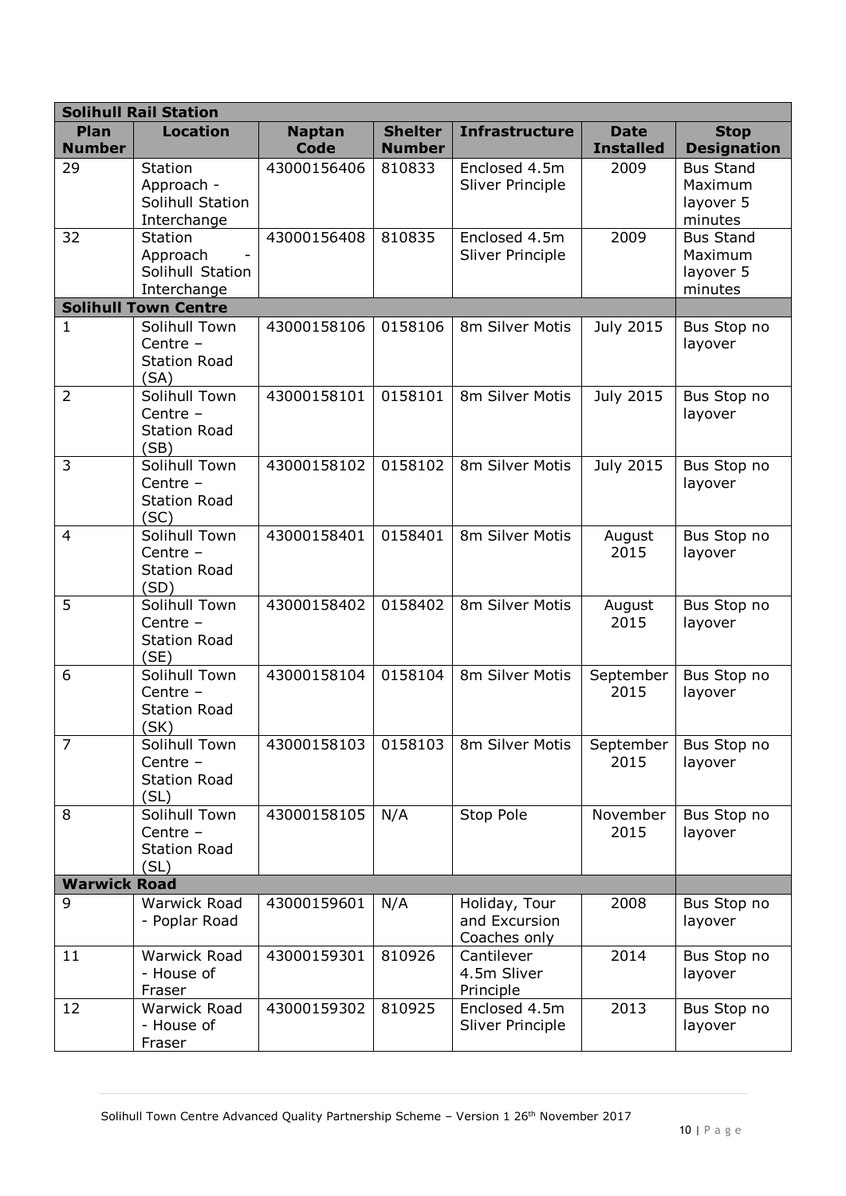| Solihull Rail Station | | | | | | |
|---|---|---|---|---|---|---|
| **Plan Number** | **Location** | **Naptan Code** | **Shelter Number** | **Infrastructure** | **Date Installed** | **Stop Designation** |
| 29 | Station Approach - Solihull Station Interchange | 43000156406 | 810833 | Enclosed 4.5m Sliver Principle | 2009 | Bus Stand Maximum layover 5 minutes |
| 32 | Station Approach - Solihull Station Interchange | 43000156408 | 810835 | Enclosed 4.5m Sliver Principle | 2009 | Bus Stand Maximum layover 5 minutes |
| **Solihull Town Centre** | | | | | | |
| 1 | Solihull Town Centre – Station Road (SA) | 43000158106 | 0158106 | 8m Silver Motis | July 2015 | Bus Stop no layover |
| 2 | Solihull Town Centre – Station Road (SB) | 43000158101 | 0158101 | 8m Silver Motis | July 2015 | Bus Stop no layover |
| 3 | Solihull Town Centre – Station Road (SC) | 43000158102 | 0158102 | 8m Silver Motis | July 2015 | Bus Stop no layover |
| 4 | Solihull Town Centre – Station Road (SD) | 43000158401 | 0158401 | 8m Silver Motis | August 2015 | Bus Stop no layover |
| 5 | Solihull Town Centre – Station Road (SE) | 43000158402 | 0158402 | 8m Silver Motis | August 2015 | Bus Stop no layover |
| 6 | Solihull Town Centre – Station Road (SK) | 43000158104 | 0158104 | 8m Silver Motis | September 2015 | Bus Stop no layover |
| 7 | Solihull Town Centre – Station Road (SL) | 43000158103 | 0158103 | 8m Silver Motis | September 2015 | Bus Stop no layover |
| 8 | Solihull Town Centre – Station Road (SL) | 43000158105 | N/A | Stop Pole | November 2015 | Bus Stop no layover |
| **Warwick Road** | | | | | | |
| 9 | Warwick Road - Poplar Road | 43000159601 | N/A | Holiday, Tour and Excursion Coaches only | 2008 | Bus Stop no layover |
| 11 | Warwick Road - House of Fraser | 43000159301 | 810926 | Cantilever 4.5m Sliver Principle | 2014 | Bus Stop no layover |
| 12 | Warwick Road - House of Fraser | 43000159302 | 810925 | Enclosed 4.5m Sliver Principle | 2013 | Bus Stop no layover |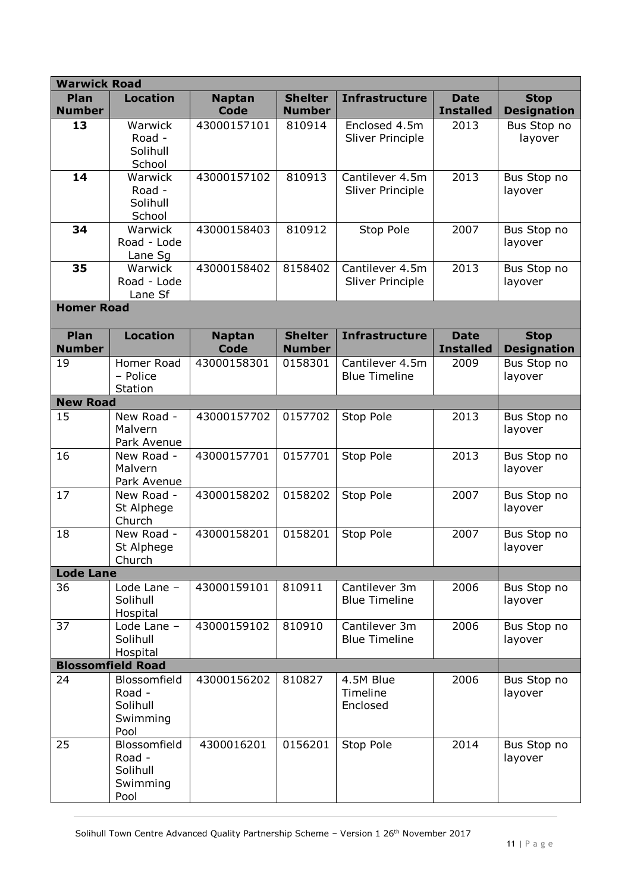| Warwick Road | | | | | | |
|---|---|---|---|---|---|---|
| **Plan Number** | **Location** | **Naptan Code** | **Shelter Number** | **Infrastructure** | **Date Installed** | **Stop Designation** |
| **13** | Warwick Road - Solihull School | 43000157101 | 810914 | Enclosed 4.5m Sliver Principle | 2013 | Bus Stop no layover |
| **14** | Warwick Road - Solihull School | 43000157102 | 810913 | Cantilever 4.5m Sliver Principle | 2013 | Bus Stop no layover |
| **34** | Warwick Road - Lode Lane Sg | 43000158403 | 810912 | Stop Pole | 2007 | Bus Stop no layover |
| **35** | Warwick Road - Lode Lane Sf | 43000158402 | 8158402 | Cantilever 4.5m Sliver Principle | 2013 | Bus Stop no layover |
| **Homer Road** | | | | | | |
| **Plan Number** | **Location** | **Naptan Code** | **Shelter Number** | **Infrastructure** | **Date Installed** | **Stop Designation** |
| 19 | Homer Road – Police Station | 43000158301 | 0158301 | Cantilever 4.5m Blue Timeline | 2009 | Bus Stop no layover |
| **New Road** | | | | | | |
| 15 | New Road - Malvern Park Avenue | 43000157702 | 0157702 | Stop Pole | 2013 | Bus Stop no layover |
| 16 | New Road - Malvern Park Avenue | 43000157701 | 0157701 | Stop Pole | 2013 | Bus Stop no layover |
| 17 | New Road - St Alphege Church | 43000158202 | 0158202 | Stop Pole | 2007 | Bus Stop no layover |
| 18 | New Road - St Alphege Church | 43000158201 | 0158201 | Stop Pole | 2007 | Bus Stop no layover |
| **Lode Lane** | | | | | | |
| 36 | Lode Lane – Solihull Hospital | 43000159101 | 810911 | Cantilever 3m Blue Timeline | 2006 | Bus Stop no layover |
| 37 | Lode Lane – Solihull Hospital | 43000159102 | 810910 | Cantilever 3m Blue Timeline | 2006 | Bus Stop no layover |
| **Blossomfield Road** | | | | | | |
| 24 | Blossomfield Road - Solihull Swimming Pool | 43000156202 | 810827 | 4.5M Blue Timeline Enclosed | 2006 | Bus Stop no layover |
| 25 | Blossomfield Road - Solihull Swimming Pool | 4300016201 | 0156201 | Stop Pole | 2014 | Bus Stop no layover |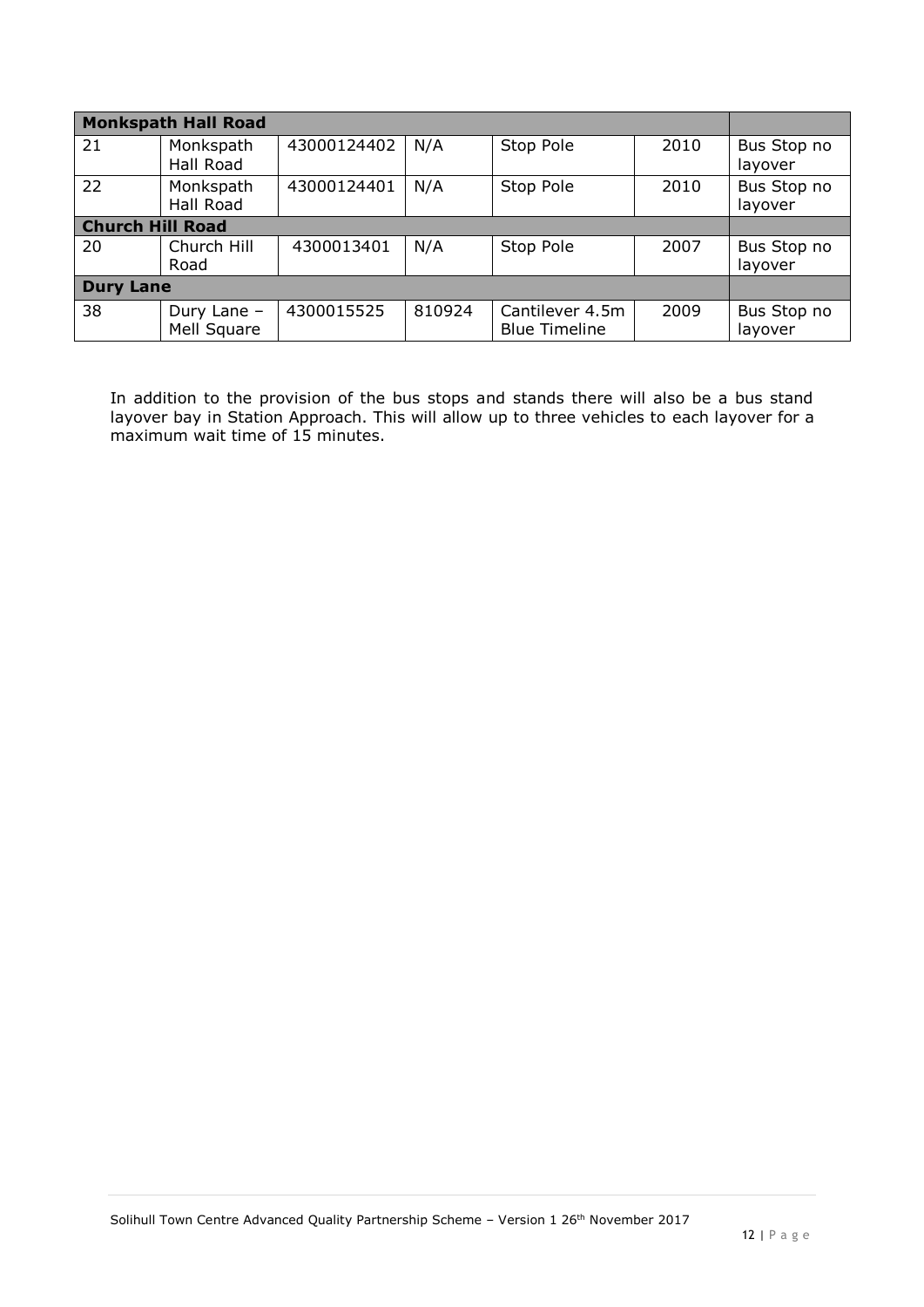| Monkspath Hall Road | | | | | | |
|---|---|---|---|---|---|---|
| 21 | Monkspath Hall Road | 43000124402 | N/A | Stop Pole | 2010 | Bus Stop no layover |
| 22 | Monkspath Hall Road | 43000124401 | N/A | Stop Pole | 2010 | Bus Stop no layover |
| **Church Hill Road** | | | | | | |
| 20 | Church Hill Road | 4300013401 | N/A | Stop Pole | 2007 | Bus Stop no layover |
| **Dury Lane** | | | | | | |
| 38 | Dury Lane – Mell Square | 4300015525 | 810924 | Cantilever 4.5m Blue Timeline | 2009 | Bus Stop no layover |

In addition to the provision of the bus stops and stands there will also be a bus stand layover bay in Station Approach. This will allow up to three vehicles to each layover for a maximum wait time of 15 minutes.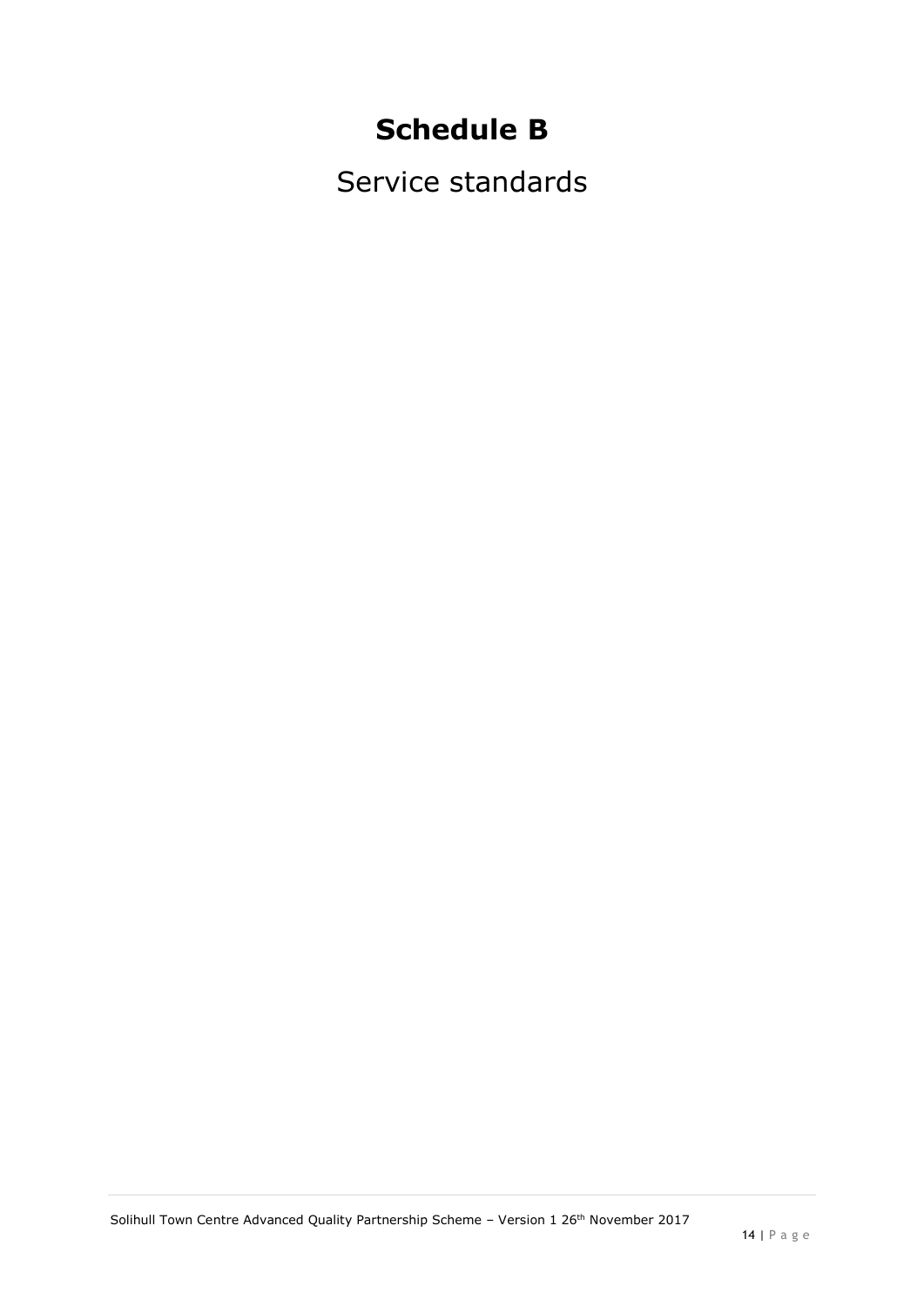# Schedule B

Service standards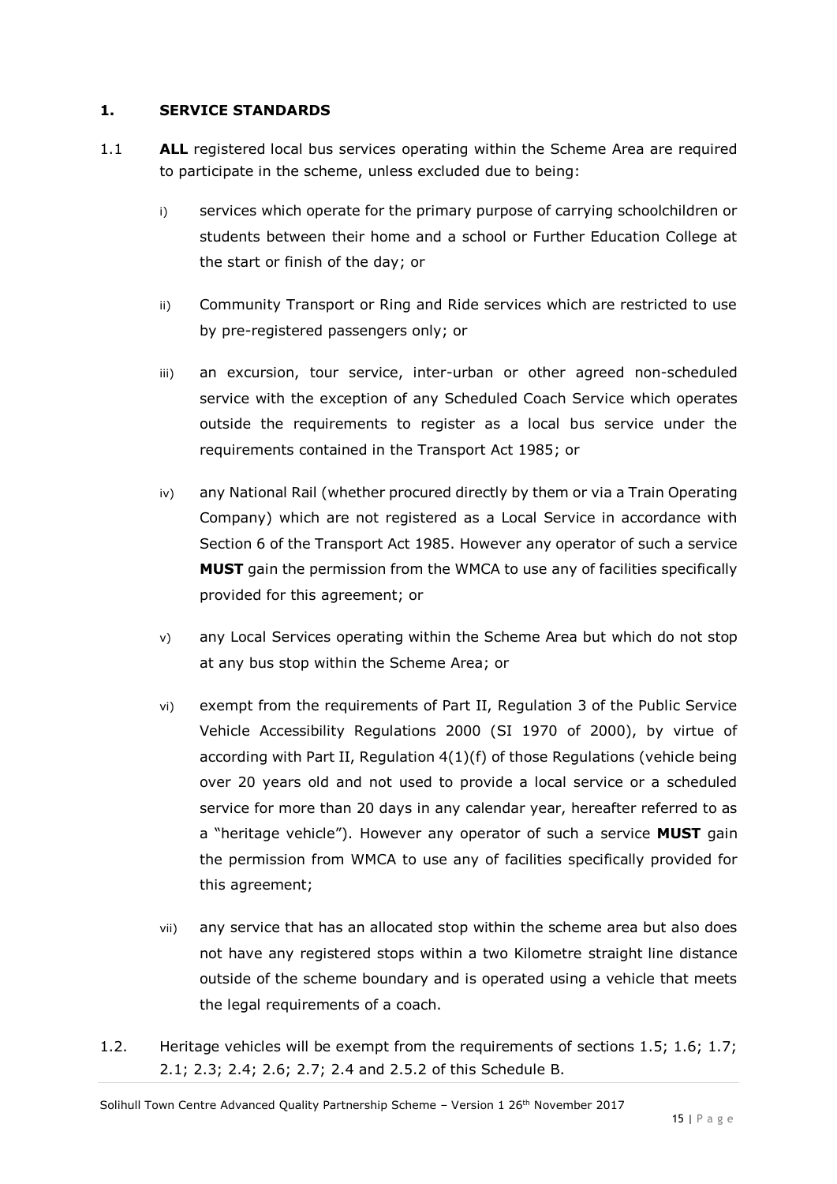## 1. SERVICE STANDARDS

1.1 **ALL** registered local bus services operating within the Scheme Area are required to participate in the scheme, unless excluded due to being:

i) services which operate for the primary purpose of carrying schoolchildren or students between their home and a school or Further Education College at the start or finish of the day; or

ii) Community Transport or Ring and Ride services which are restricted to use by pre-registered passengers only; or

iii) an excursion, tour service, inter-urban or other agreed non-scheduled service with the exception of any Scheduled Coach Service which operates outside the requirements to register as a local bus service under the requirements contained in the Transport Act 1985; or

iv) any National Rail (whether procured directly by them or via a Train Operating Company) which are not registered as a Local Service in accordance with Section 6 of the Transport Act 1985. However any operator of such a service **MUST** gain the permission from the WMCA to use any of facilities specifically provided for this agreement; or

v) any Local Services operating within the Scheme Area but which do not stop at any bus stop within the Scheme Area; or

vi) exempt from the requirements of Part II, Regulation 3 of the Public Service Vehicle Accessibility Regulations 2000 (SI 1970 of 2000), by virtue of according with Part II, Regulation 4(1)(f) of those Regulations (vehicle being over 20 years old and not used to provide a local service or a scheduled service for more than 20 days in any calendar year, hereafter referred to as a "heritage vehicle"). However any operator of such a service **MUST** gain the permission from WMCA to use any of facilities specifically provided for this agreement;

vii) any service that has an allocated stop within the scheme area but also does not have any registered stops within a two Kilometre straight line distance outside of the scheme boundary and is operated using a vehicle that meets the legal requirements of a coach.

1.2. Heritage vehicles will be exempt from the requirements of sections 1.5; 1.6; 1.7; 2.1; 2.3; 2.4; 2.6; 2.7; 2.4 and 2.5.2 of this Schedule B.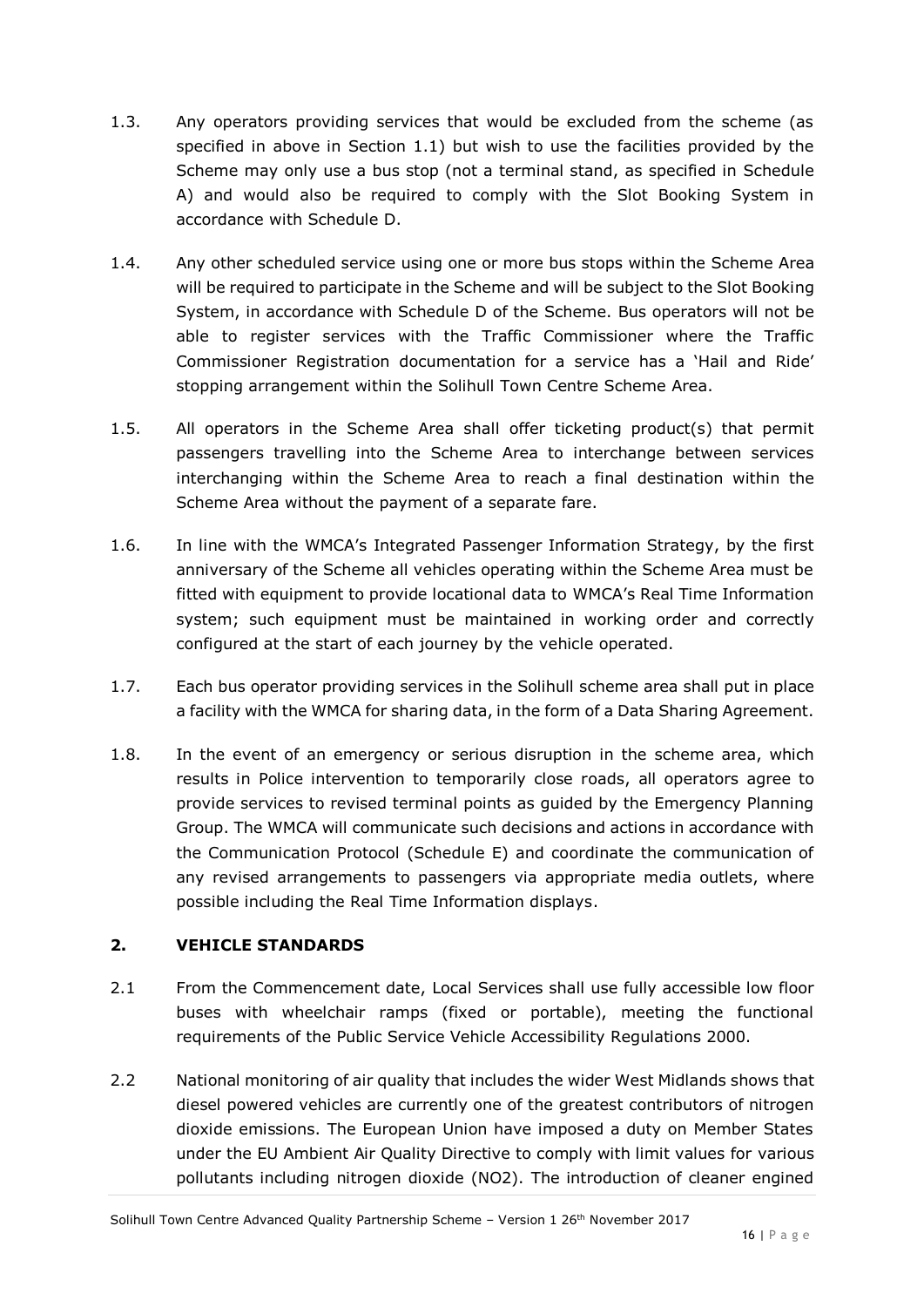1.3. Any operators providing services that would be excluded from the scheme (as specified in above in Section 1.1) but wish to use the facilities provided by the Scheme may only use a bus stop (not a terminal stand, as specified in Schedule A) and would also be required to comply with the Slot Booking System in accordance with Schedule D.

1.4. Any other scheduled service using one or more bus stops within the Scheme Area will be required to participate in the Scheme and will be subject to the Slot Booking System, in accordance with Schedule D of the Scheme. Bus operators will not be able to register services with the Traffic Commissioner where the Traffic Commissioner Registration documentation for a service has a 'Hail and Ride' stopping arrangement within the Solihull Town Centre Scheme Area.

1.5. All operators in the Scheme Area shall offer ticketing product(s) that permit passengers travelling into the Scheme Area to interchange between services interchanging within the Scheme Area to reach a final destination within the Scheme Area without the payment of a separate fare.

1.6. In line with the WMCA's Integrated Passenger Information Strategy, by the first anniversary of the Scheme all vehicles operating within the Scheme Area must be fitted with equipment to provide locational data to WMCA's Real Time Information system; such equipment must be maintained in working order and correctly configured at the start of each journey by the vehicle operated.

1.7. Each bus operator providing services in the Solihull scheme area shall put in place a facility with the WMCA for sharing data, in the form of a Data Sharing Agreement.

1.8. In the event of an emergency or serious disruption in the scheme area, which results in Police intervention to temporarily close roads, all operators agree to provide services to revised terminal points as guided by the Emergency Planning Group. The WMCA will communicate such decisions and actions in accordance with the Communication Protocol (Schedule E) and coordinate the communication of any revised arrangements to passengers via appropriate media outlets, where possible including the Real Time Information displays.

## 2. VEHICLE STANDARDS

2.1 From the Commencement date, Local Services shall use fully accessible low floor buses with wheelchair ramps (fixed or portable), meeting the functional requirements of the Public Service Vehicle Accessibility Regulations 2000.

2.2 National monitoring of air quality that includes the wider West Midlands shows that diesel powered vehicles are currently one of the greatest contributors of nitrogen dioxide emissions. The European Union have imposed a duty on Member States under the EU Ambient Air Quality Directive to comply with limit values for various pollutants including nitrogen dioxide ($NO_2$). The introduction of cleaner engined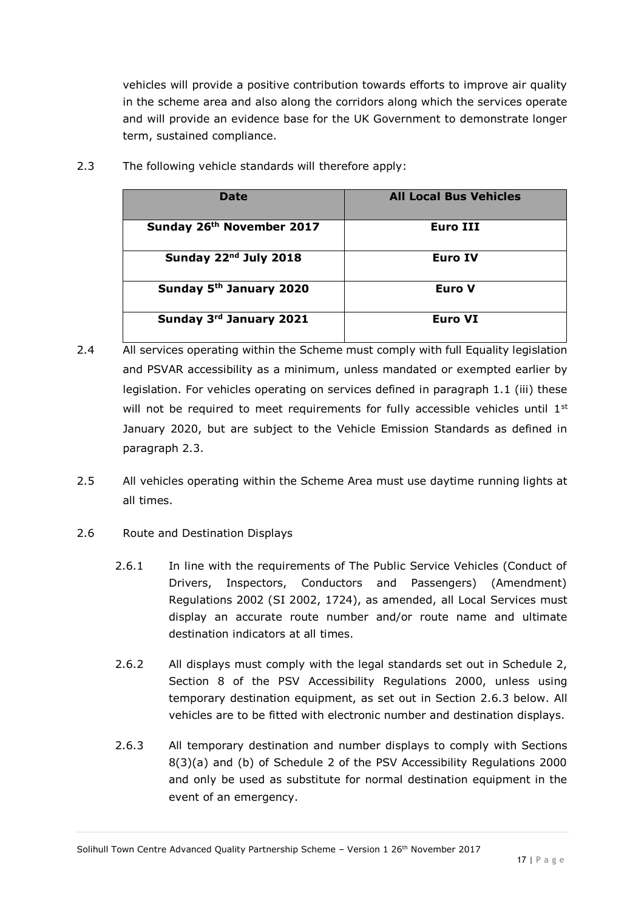vehicles will provide a positive contribution towards efforts to improve air quality in the scheme area and also along the corridors along which the services operate and will provide an evidence base for the UK Government to demonstrate longer term, sustained compliance.

2.3 The following vehicle standards will therefore apply:

| Date | All Local Bus Vehicles |
|---|---|
| **Sunday 26th November 2017** | **Euro III** |
| **Sunday 22nd July 2018** | **Euro IV** |
| **Sunday 5th January 2020** | **Euro V** |
| **Sunday 3rd January 2021** | **Euro VI** |

2.4 All services operating within the Scheme must comply with full Equality legislation and PSVAR accessibility as a minimum, unless mandated or exempted earlier by legislation. For vehicles operating on services defined in paragraph 1.1 (iii) these will not be required to meet requirements for fully accessible vehicles until 1st January 2020, but are subject to the Vehicle Emission Standards as defined in paragraph 2.3.

2.5 All vehicles operating within the Scheme Area must use daytime running lights at all times.

2.6 Route and Destination Displays

2.6.1 In line with the requirements of The Public Service Vehicles (Conduct of Drivers, Inspectors, Conductors and Passengers) (Amendment) Regulations 2002 (SI 2002, 1724), as amended, all Local Services must display an accurate route number and/or route name and ultimate destination indicators at all times.

2.6.2 All displays must comply with the legal standards set out in Schedule 2, Section 8 of the PSV Accessibility Regulations 2000, unless using temporary destination equipment, as set out in Section 2.6.3 below. All vehicles are to be fitted with electronic number and destination displays.

2.6.3 All temporary destination and number displays to comply with Sections 8(3)(a) and (b) of Schedule 2 of the PSV Accessibility Regulations 2000 and only be used as substitute for normal destination equipment in the event of an emergency.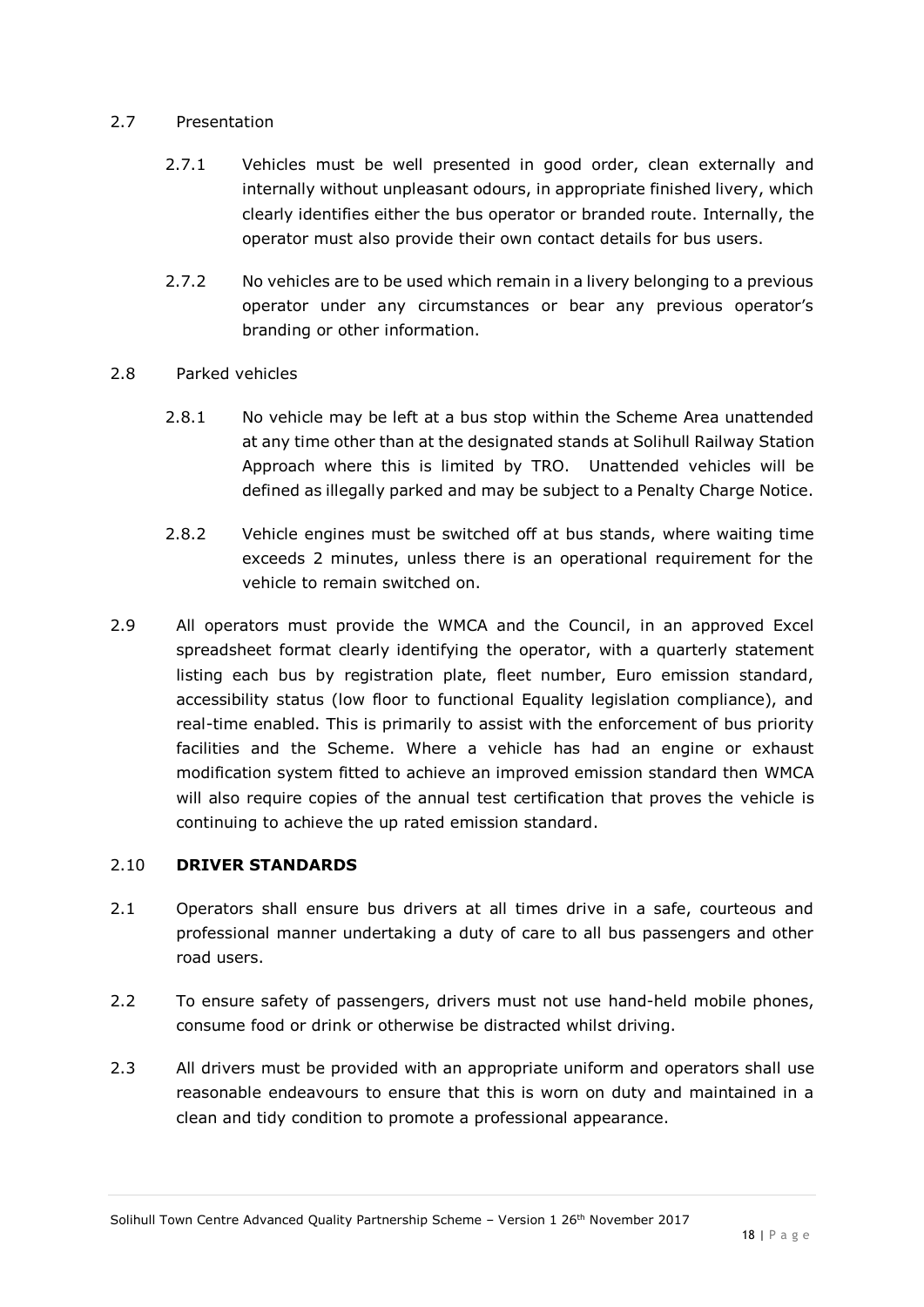2.7 Presentation

2.7.1 Vehicles must be well presented in good order, clean externally and internally without unpleasant odours, in appropriate finished livery, which clearly identifies either the bus operator or branded route. Internally, the operator must also provide their own contact details for bus users.

2.7.2 No vehicles are to be used which remain in a livery belonging to a previous operator under any circumstances or bear any previous operator's branding or other information.

2.8 Parked vehicles

2.8.1 No vehicle may be left at a bus stop within the Scheme Area unattended at any time other than at the designated stands at Solihull Railway Station Approach where this is limited by TRO. Unattended vehicles will be defined as illegally parked and may be subject to a Penalty Charge Notice.

2.8.2 Vehicle engines must be switched off at bus stands, where waiting time exceeds 2 minutes, unless there is an operational requirement for the vehicle to remain switched on.

2.9 All operators must provide the WMCA and the Council, in an approved Excel spreadsheet format clearly identifying the operator, with a quarterly statement listing each bus by registration plate, fleet number, Euro emission standard, accessibility status (low floor to functional Equality legislation compliance), and real-time enabled. This is primarily to assist with the enforcement of bus priority facilities and the Scheme. Where a vehicle has had an engine or exhaust modification system fitted to achieve an improved emission standard then WMCA will also require copies of the annual test certification that proves the vehicle is continuing to achieve the up rated emission standard.

2.10 **DRIVER STANDARDS**

2.1 Operators shall ensure bus drivers at all times drive in a safe, courteous and professional manner undertaking a duty of care to all bus passengers and other road users.

2.2 To ensure safety of passengers, drivers must not use hand-held mobile phones, consume food or drink or otherwise be distracted whilst driving.

2.3 All drivers must be provided with an appropriate uniform and operators shall use reasonable endeavours to ensure that this is worn on duty and maintained in a clean and tidy condition to promote a professional appearance.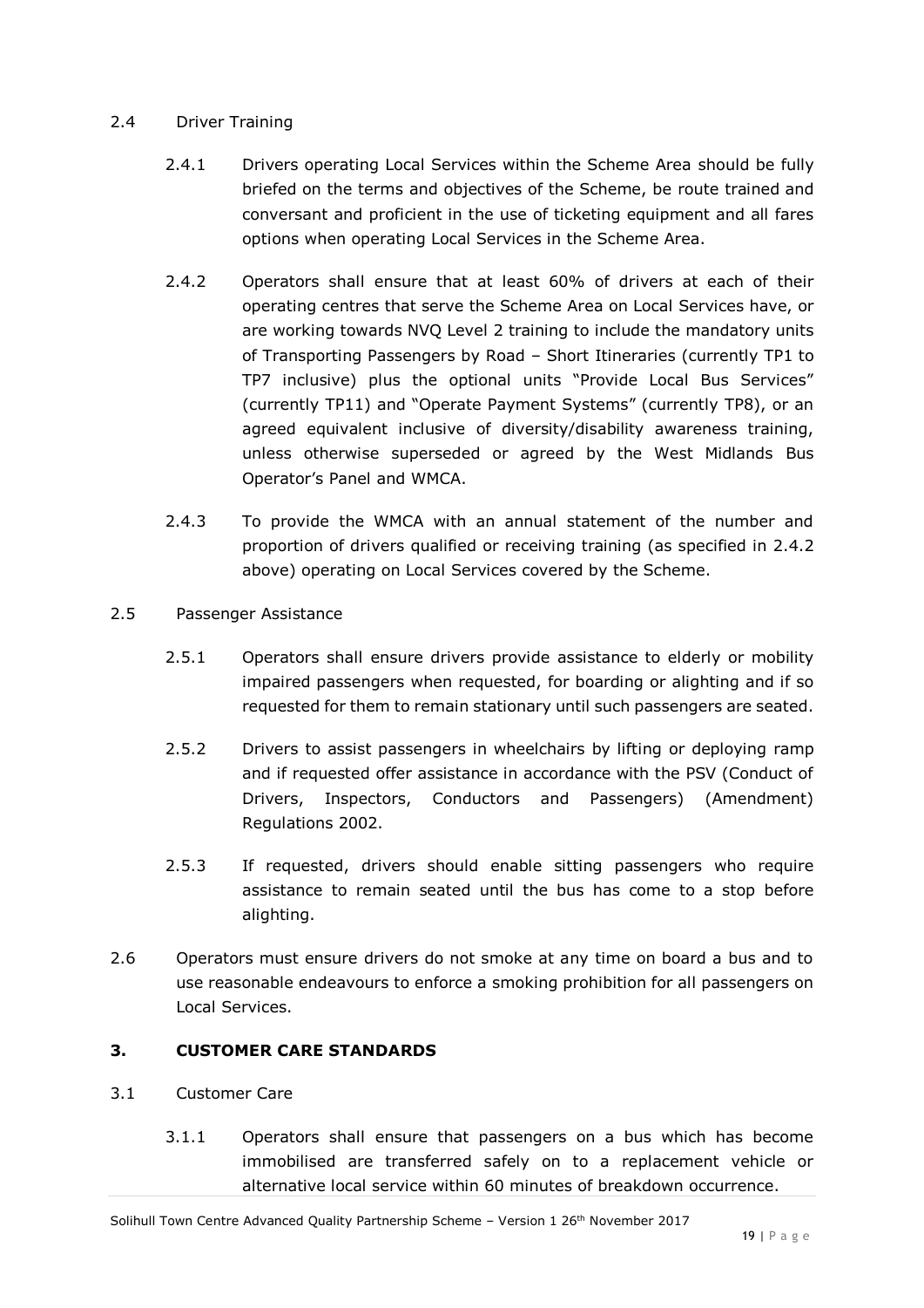2.4 Driver Training

2.4.1 Drivers operating Local Services within the Scheme Area should be fully briefed on the terms and objectives of the Scheme, be route trained and conversant and proficient in the use of ticketing equipment and all fares options when operating Local Services in the Scheme Area.

2.4.2 Operators shall ensure that at least 60% of drivers at each of their operating centres that serve the Scheme Area on Local Services have, or are working towards NVQ Level 2 training to include the mandatory units of Transporting Passengers by Road – Short Itineraries (currently TP1 to TP7 inclusive) plus the optional units "Provide Local Bus Services" (currently TP11) and "Operate Payment Systems" (currently TP8), or an agreed equivalent inclusive of diversity/disability awareness training, unless otherwise superseded or agreed by the West Midlands Bus Operator's Panel and WMCA.

2.4.3 To provide the WMCA with an annual statement of the number and proportion of drivers qualified or receiving training (as specified in 2.4.2 above) operating on Local Services covered by the Scheme.

2.5 Passenger Assistance

2.5.1 Operators shall ensure drivers provide assistance to elderly or mobility impaired passengers when requested, for boarding or alighting and if so requested for them to remain stationary until such passengers are seated.

2.5.2 Drivers to assist passengers in wheelchairs by lifting or deploying ramp and if requested offer assistance in accordance with the PSV (Conduct of Drivers, Inspectors, Conductors and Passengers) (Amendment) Regulations 2002.

2.5.3 If requested, drivers should enable sitting passengers who require assistance to remain seated until the bus has come to a stop before alighting.

2.6 Operators must ensure drivers do not smoke at any time on board a bus and to use reasonable endeavours to enforce a smoking prohibition for all passengers on Local Services.

## 3. CUSTOMER CARE STANDARDS

3.1 Customer Care

3.1.1 Operators shall ensure that passengers on a bus which has become immobilised are transferred safely on to a replacement vehicle or alternative local service within 60 minutes of breakdown occurrence.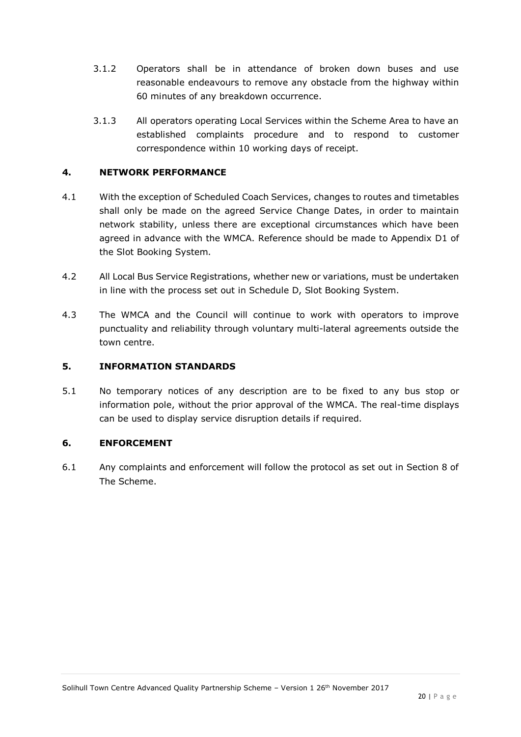3.1.2 Operators shall be in attendance of broken down buses and use reasonable endeavours to remove any obstacle from the highway within 60 minutes of any breakdown occurrence.

3.1.3 All operators operating Local Services within the Scheme Area to have an established complaints procedure and to respond to customer correspondence within 10 working days of receipt.

## 4. NETWORK PERFORMANCE

4.1 With the exception of Scheduled Coach Services, changes to routes and timetables shall only be made on the agreed Service Change Dates, in order to maintain network stability, unless there are exceptional circumstances which have been agreed in advance with the WMCA. Reference should be made to Appendix D1 of the Slot Booking System.

4.2 All Local Bus Service Registrations, whether new or variations, must be undertaken in line with the process set out in Schedule D, Slot Booking System.

4.3 The WMCA and the Council will continue to work with operators to improve punctuality and reliability through voluntary multi-lateral agreements outside the town centre.

## 5. INFORMATION STANDARDS

5.1 No temporary notices of any description are to be fixed to any bus stop or information pole, without the prior approval of the WMCA. The real-time displays can be used to display service disruption details if required.

## 6. ENFORCEMENT

6.1 Any complaints and enforcement will follow the protocol as set out in Section 8 of The Scheme.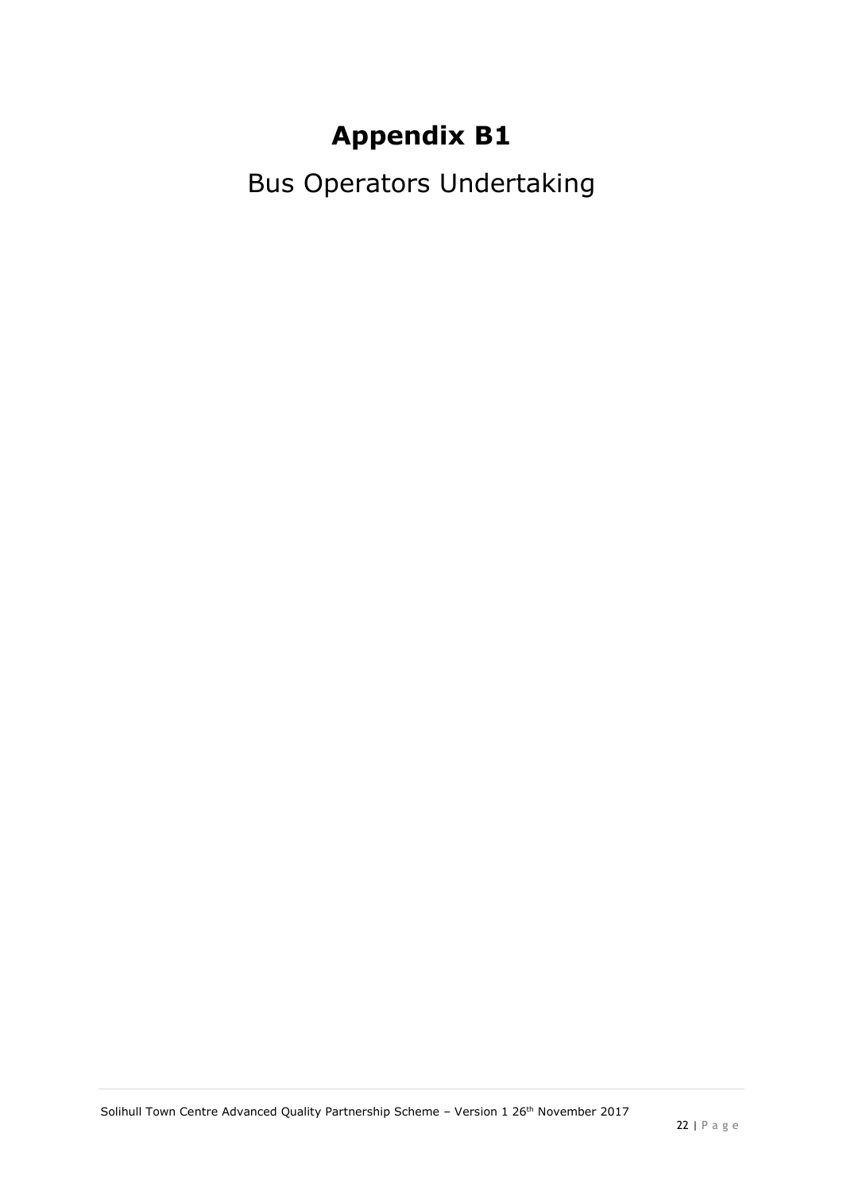# Appendix B1

## Bus Operators Undertaking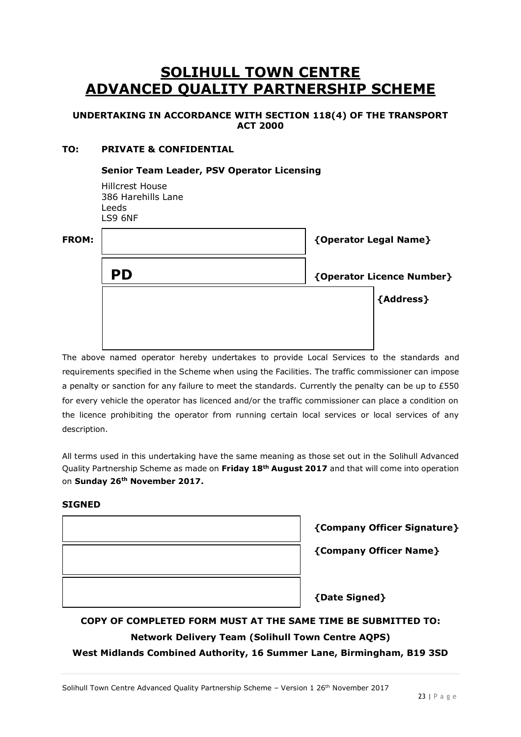# SOLIHULL TOWN CENTRE ADVANCED QUALITY PARTNERSHIP SCHEME

**UNDERTAKING IN ACCORDANCE WITH SECTION 118(4) OF THE TRANSPORT ACT 2000**

**TO: PRIVATE & CONFIDENTIAL**

**Senior Team Leader, PSV Operator Licensing**

Hillcrest House
386 Harehills Lane
Leeds
LS9 6NF

**FROM:**

| | |
|---|---|
| | **{Operator Legal Name}** |
| **PD** | **{Operator Licence Number}** |
| | **{Address}** |

The above named operator hereby undertakes to provide Local Services to the standards and requirements specified in the Scheme when using the Facilities. The traffic commissioner can impose a penalty or sanction for any failure to meet the standards. Currently the penalty can be up to £550 for every vehicle the operator has licenced and/or the traffic commissioner can place a condition on the licence prohibiting the operator from running certain local services or local services of any description.

All terms used in this undertaking have the same meaning as those set out in the Solihull Advanced Quality Partnership Scheme as made on **Friday 18th August 2017** and that will come into operation on **Sunday 26th November 2017.**

**SIGNED**

| | |
|---|---|
| | **{Company Officer Signature}** |
| | **{Company Officer Name}** |
| | **{Date Signed}** |

**COPY OF COMPLETED FORM MUST AT THE SAME TIME BE SUBMITTED TO:**

**Network Delivery Team (Solihull Town Centre AQPS)**

**West Midlands Combined Authority, 16 Summer Lane, Birmingham, B19 3SD**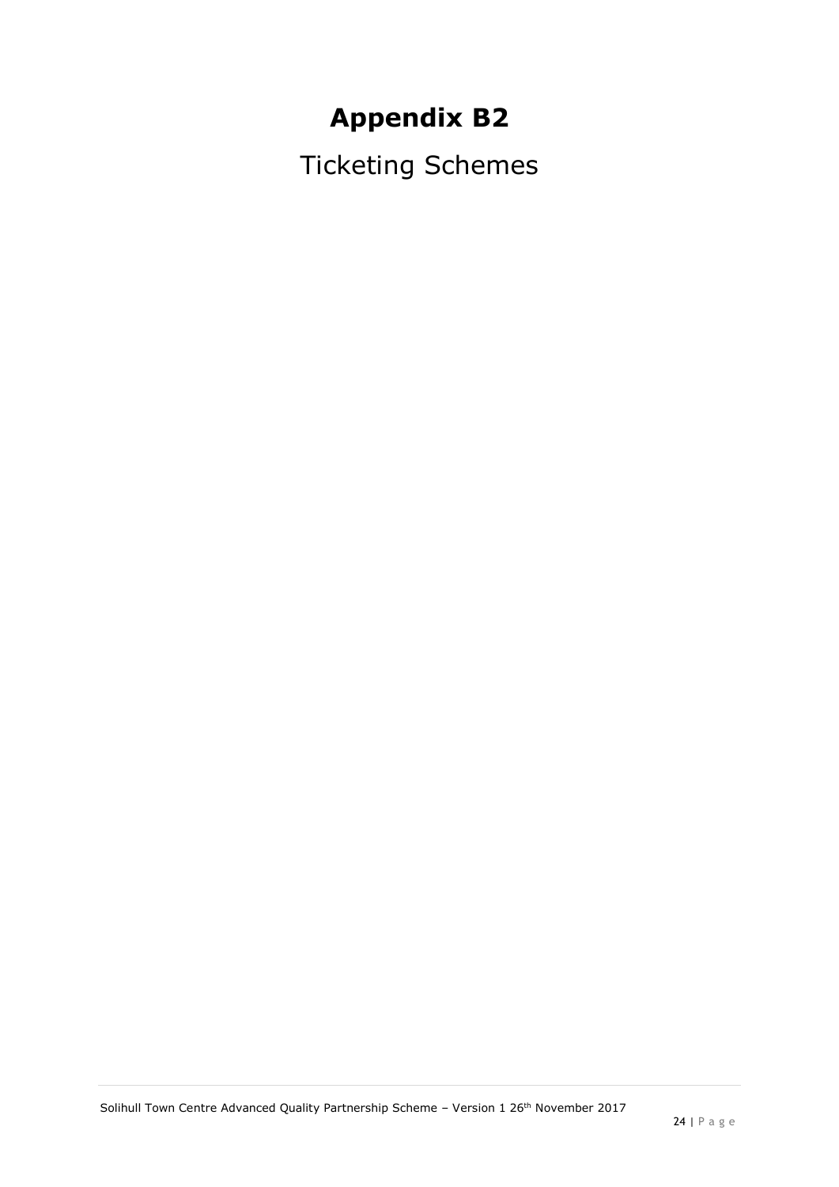# Appendix B2

Ticketing Schemes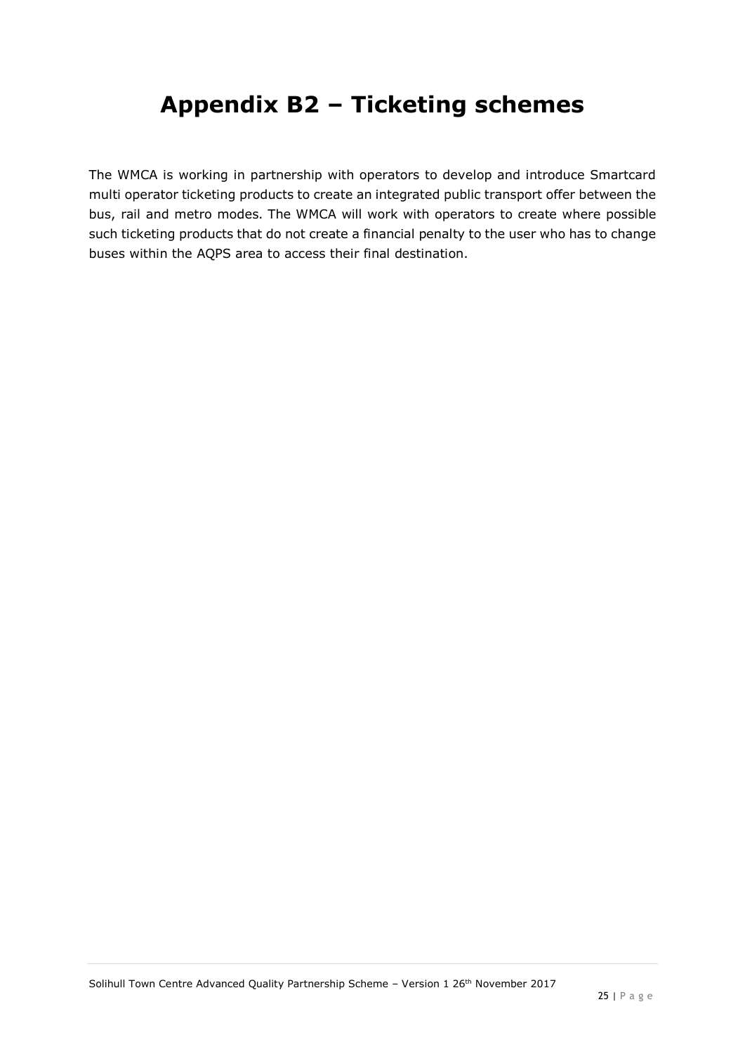# Appendix B2 – Ticketing schemes

The WMCA is working in partnership with operators to develop and introduce Smartcard multi operator ticketing products to create an integrated public transport offer between the bus, rail and metro modes. The WMCA will work with operators to create where possible such ticketing products that do not create a financial penalty to the user who has to change buses within the AQPS area to access their final destination.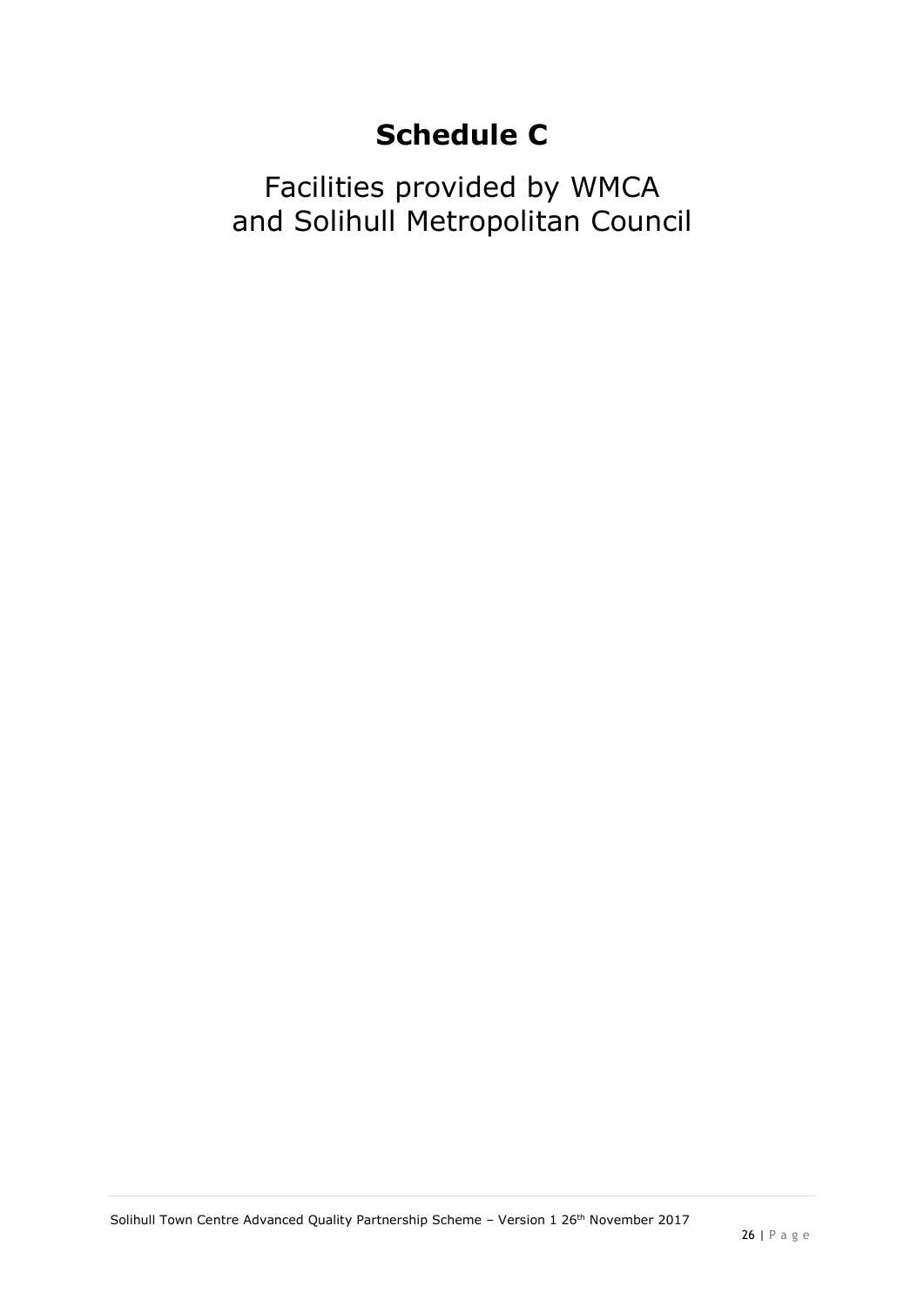# Schedule C

Facilities provided by WMCA and Solihull Metropolitan Council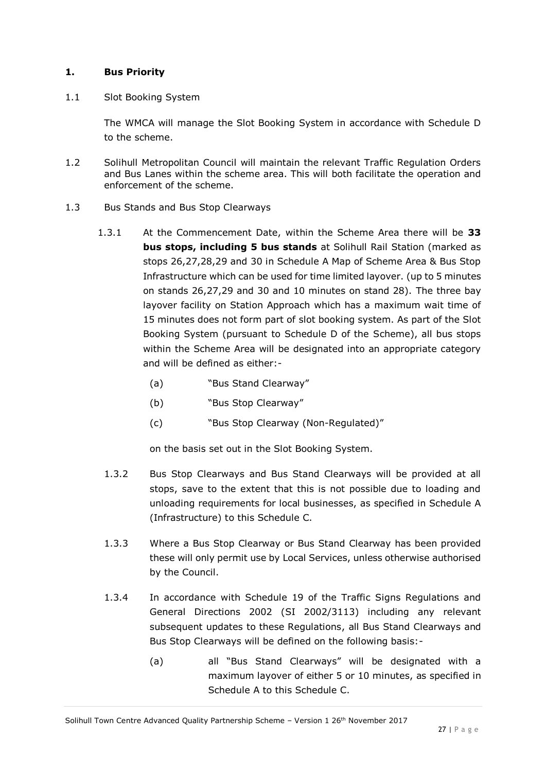## 1. Bus Priority

1.1 Slot Booking System

The WMCA will manage the Slot Booking System in accordance with Schedule D to the scheme.

1.2 Solihull Metropolitan Council will maintain the relevant Traffic Regulation Orders and Bus Lanes within the scheme area. This will both facilitate the operation and enforcement of the scheme.

1.3 Bus Stands and Bus Stop Clearways

1.3.1 At the Commencement Date, within the Scheme Area there will be **33 bus stops, including 5 bus stands** at Solihull Rail Station (marked as stops 26,27,28,29 and 30 in Schedule A Map of Scheme Area & Bus Stop Infrastructure which can be used for time limited layover. (up to 5 minutes on stands 26,27,29 and 30 and 10 minutes on stand 28). The three bay layover facility on Station Approach which has a maximum wait time of 15 minutes does not form part of slot booking system. As part of the Slot Booking System (pursuant to Schedule D of the Scheme), all bus stops within the Scheme Area will be designated into an appropriate category and will be defined as either:-

- (a) "Bus Stand Clearway"
- (b) "Bus Stop Clearway"
- (c) "Bus Stop Clearway (Non-Regulated)"

on the basis set out in the Slot Booking System.

1.3.2 Bus Stop Clearways and Bus Stand Clearways will be provided at all stops, save to the extent that this is not possible due to loading and unloading requirements for local businesses, as specified in Schedule A (Infrastructure) to this Schedule C.

1.3.3 Where a Bus Stop Clearway or Bus Stand Clearway has been provided these will only permit use by Local Services, unless otherwise authorised by the Council.

1.3.4 In accordance with Schedule 19 of the Traffic Signs Regulations and General Directions 2002 (SI 2002/3113) including any relevant subsequent updates to these Regulations, all Bus Stand Clearways and Bus Stop Clearways will be defined on the following basis:-

- (a) all "Bus Stand Clearways" will be designated with a maximum layover of either 5 or 10 minutes, as specified in Schedule A to this Schedule C.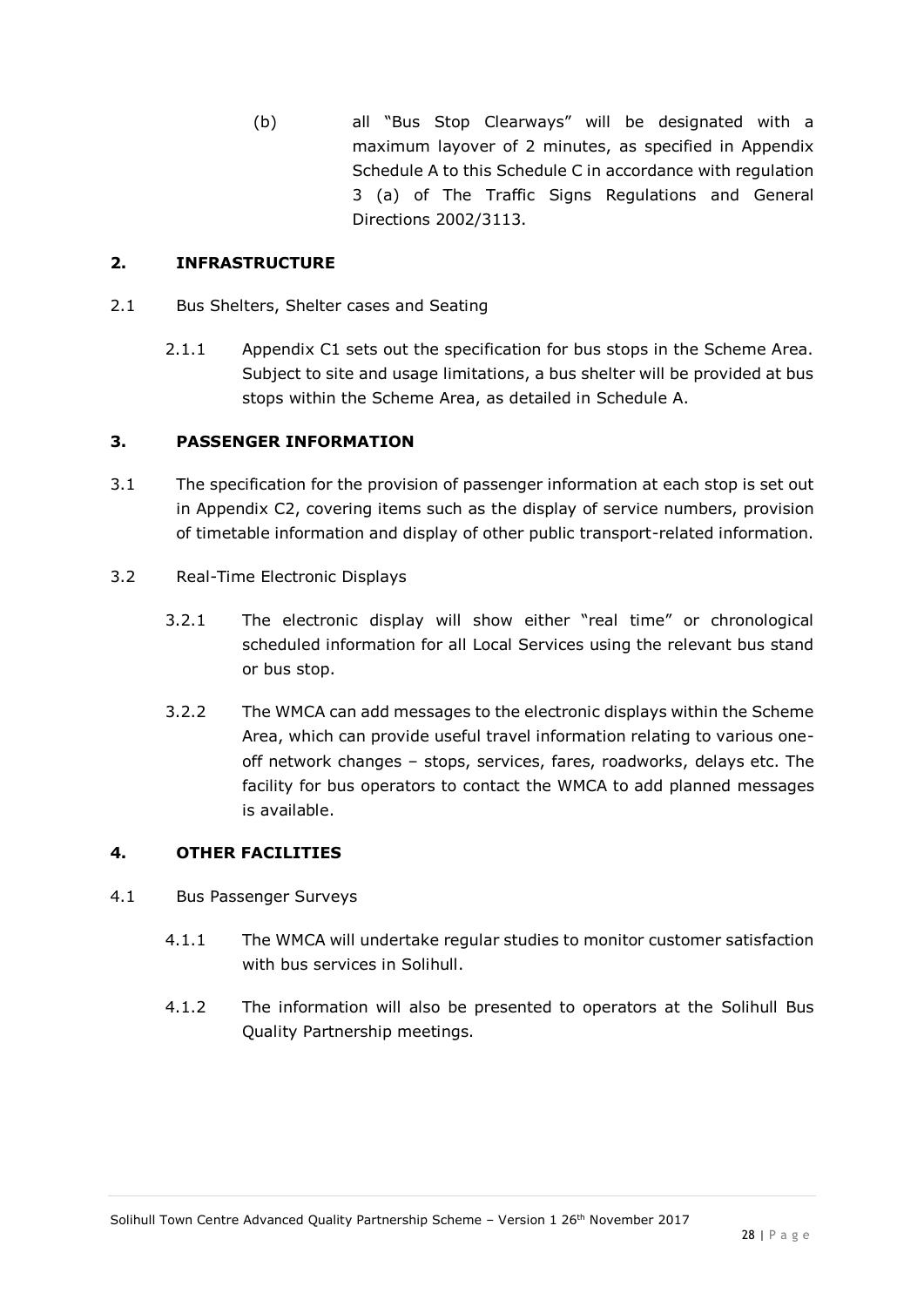(b) all "Bus Stop Clearways" will be designated with a maximum layover of 2 minutes, as specified in Appendix Schedule A to this Schedule C in accordance with regulation 3 (a) of The Traffic Signs Regulations and General Directions 2002/3113.

## 2. INFRASTRUCTURE

2.1 Bus Shelters, Shelter cases and Seating

2.1.1 Appendix C1 sets out the specification for bus stops in the Scheme Area. Subject to site and usage limitations, a bus shelter will be provided at bus stops within the Scheme Area, as detailed in Schedule A.

## 3. PASSENGER INFORMATION

3.1 The specification for the provision of passenger information at each stop is set out in Appendix C2, covering items such as the display of service numbers, provision of timetable information and display of other public transport-related information.

3.2 Real-Time Electronic Displays

3.2.1 The electronic display will show either "real time" or chronological scheduled information for all Local Services using the relevant bus stand or bus stop.

3.2.2 The WMCA can add messages to the electronic displays within the Scheme Area, which can provide useful travel information relating to various one-off network changes – stops, services, fares, roadworks, delays etc. The facility for bus operators to contact the WMCA to add planned messages is available.

## 4. OTHER FACILITIES

4.1 Bus Passenger Surveys

4.1.1 The WMCA will undertake regular studies to monitor customer satisfaction with bus services in Solihull.

4.1.2 The information will also be presented to operators at the Solihull Bus Quality Partnership meetings.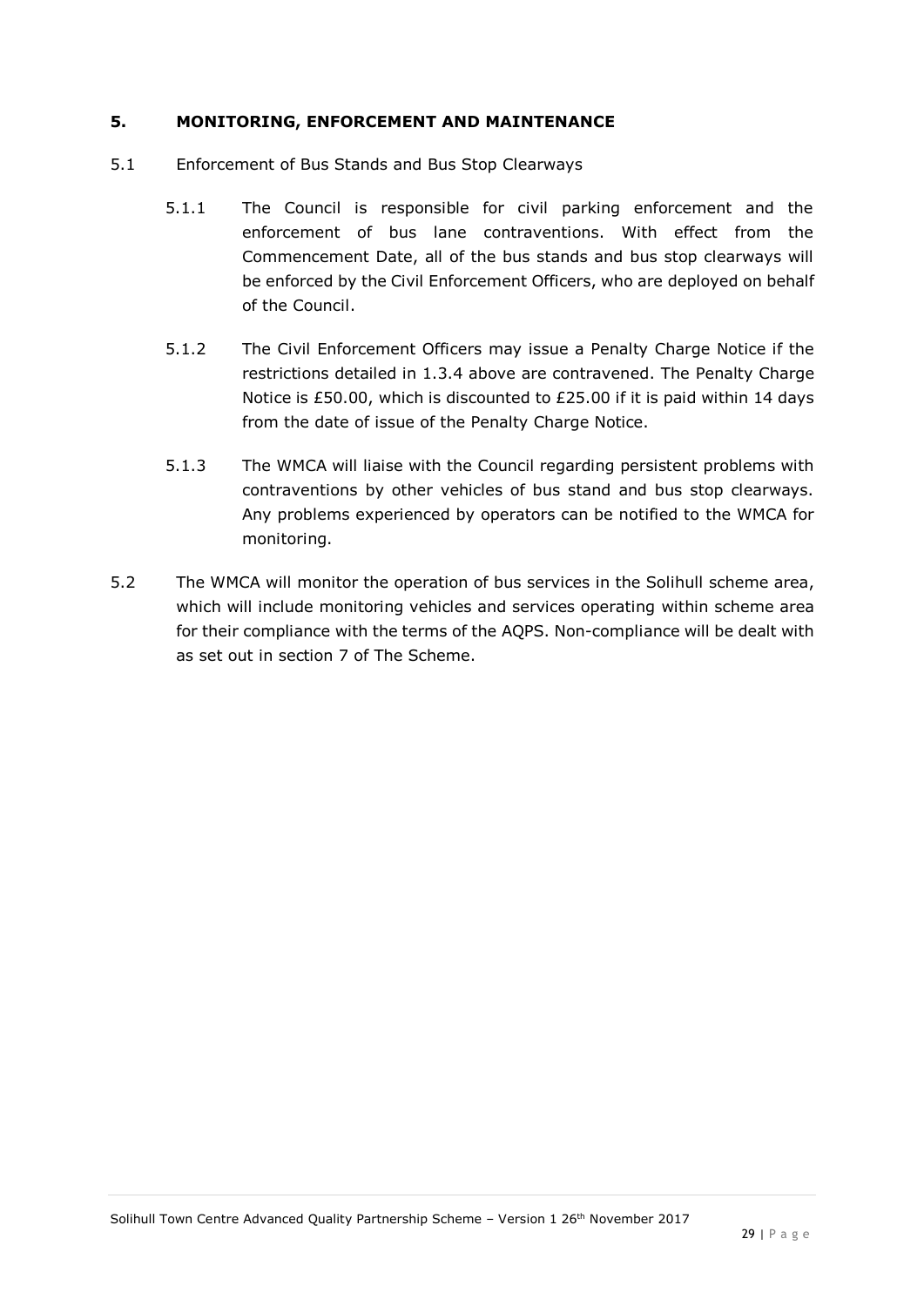## 5. MONITORING, ENFORCEMENT AND MAINTENANCE

5.1 Enforcement of Bus Stands and Bus Stop Clearways

5.1.1 The Council is responsible for civil parking enforcement and the enforcement of bus lane contraventions. With effect from the Commencement Date, all of the bus stands and bus stop clearways will be enforced by the Civil Enforcement Officers, who are deployed on behalf of the Council.

5.1.2 The Civil Enforcement Officers may issue a Penalty Charge Notice if the restrictions detailed in 1.3.4 above are contravened. The Penalty Charge Notice is £50.00, which is discounted to £25.00 if it is paid within 14 days from the date of issue of the Penalty Charge Notice.

5.1.3 The WMCA will liaise with the Council regarding persistent problems with contraventions by other vehicles of bus stand and bus stop clearways. Any problems experienced by operators can be notified to the WMCA for monitoring.

5.2 The WMCA will monitor the operation of bus services in the Solihull scheme area, which will include monitoring vehicles and services operating within scheme area for their compliance with the terms of the AQPS. Non-compliance will be dealt with as set out in section 7 of The Scheme.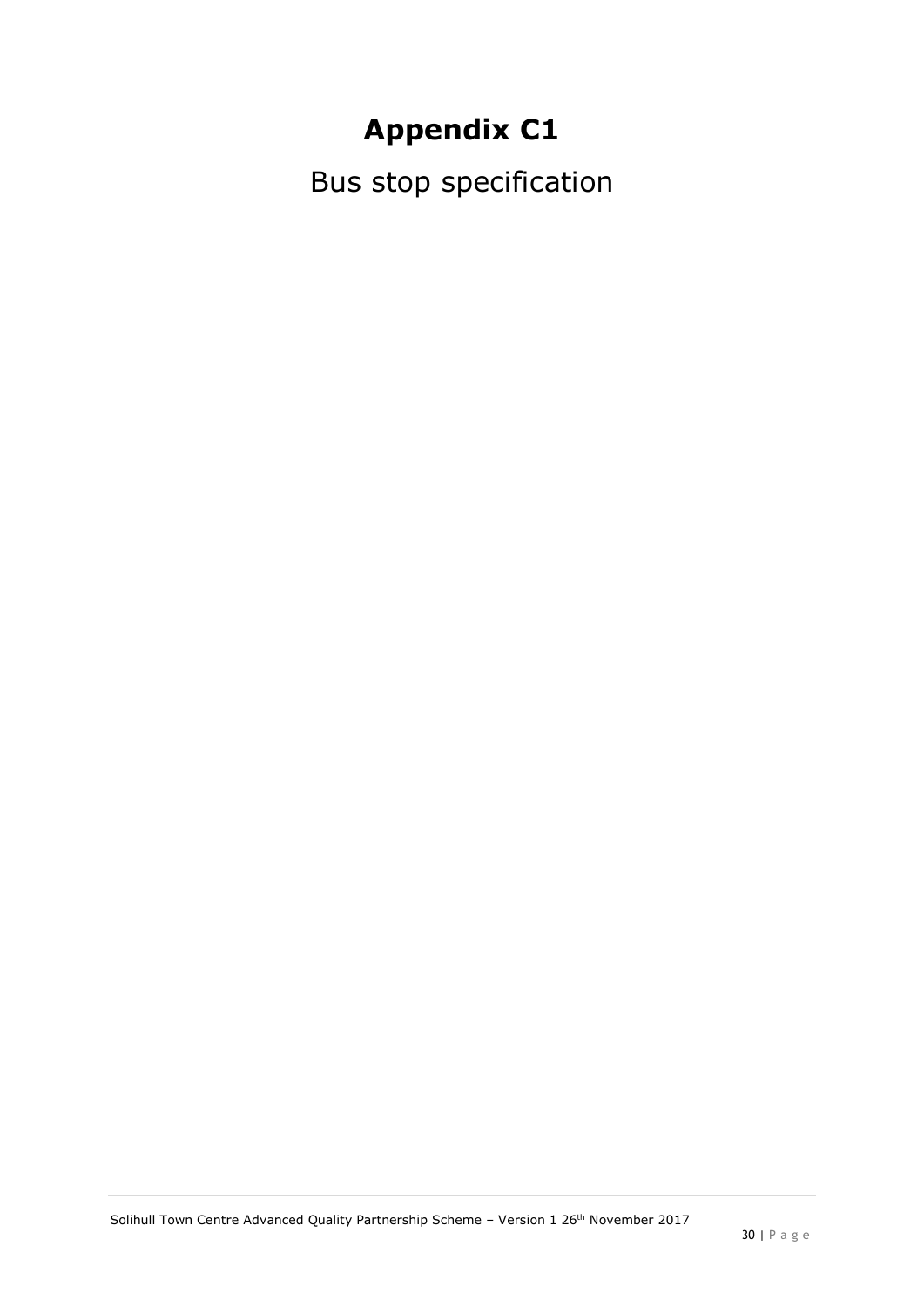# Appendix C1

Bus stop specification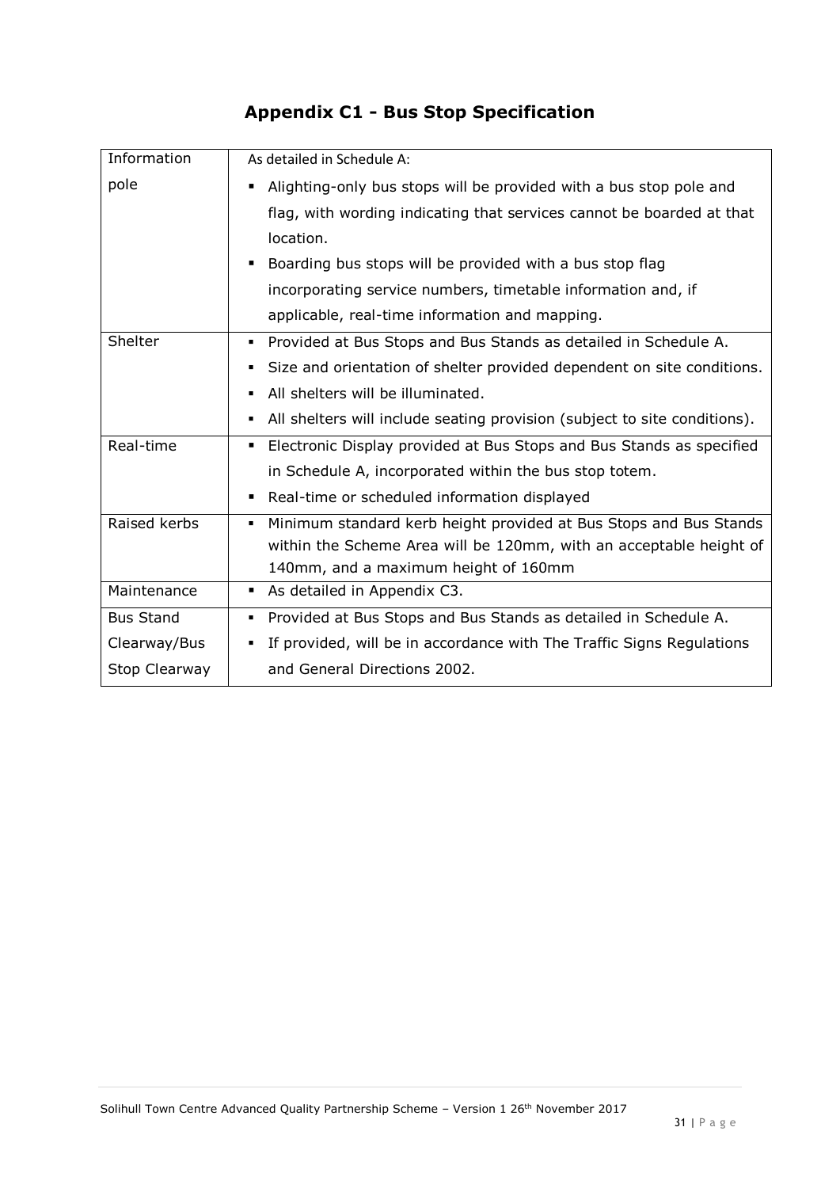# Appendix C1 - Bus Stop Specification

| | |
|---|---|
| Information pole | As detailed in Schedule A:<br>▪ Alighting-only bus stops will be provided with a bus stop pole and flag, with wording indicating that services cannot be boarded at that location.<br>▪ Boarding bus stops will be provided with a bus stop flag incorporating service numbers, timetable information and, if applicable, real-time information and mapping. |
| Shelter | ▪ Provided at Bus Stops and Bus Stands as detailed in Schedule A.<br>▪ Size and orientation of shelter provided dependent on site conditions.<br>▪ All shelters will be illuminated.<br>▪ All shelters will include seating provision (subject to site conditions). |
| Real-time | ▪ Electronic Display provided at Bus Stops and Bus Stands as specified in Schedule A, incorporated within the bus stop totem.<br>▪ Real-time or scheduled information displayed |
| Raised kerbs | ▪ Minimum standard kerb height provided at Bus Stops and Bus Stands within the Scheme Area will be 120mm, with an acceptable height of 140mm, and a maximum height of 160mm |
| Maintenance | ▪ As detailed in Appendix C3. |
| Bus Stand Clearway/Bus Stop Clearway | ▪ Provided at Bus Stops and Bus Stands as detailed in Schedule A.<br>▪ If provided, will be in accordance with The Traffic Signs Regulations and General Directions 2002. |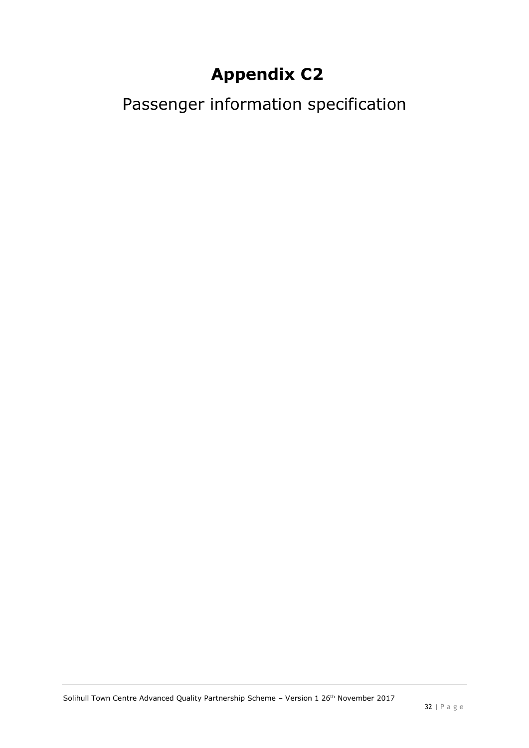# Appendix C2

Passenger information specification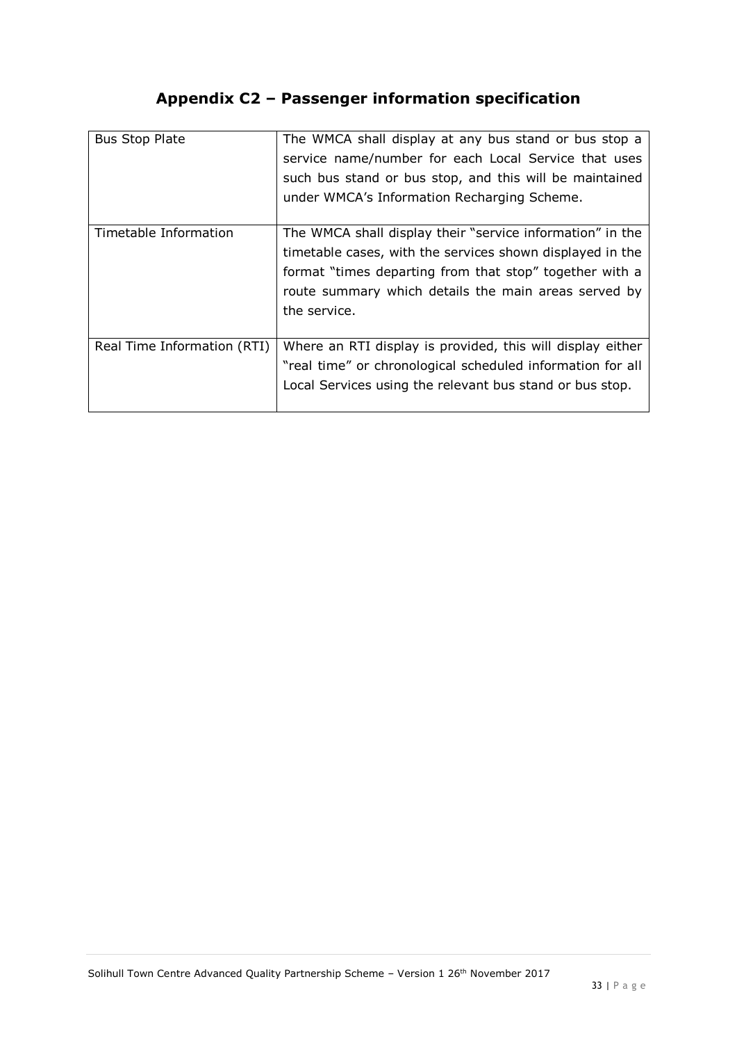# Appendix C2 – Passenger information specification

| | |
|---|---|
| Bus Stop Plate | The WMCA shall display at any bus stand or bus stop a service name/number for each Local Service that uses such bus stand or bus stop, and this will be maintained under WMCA's Information Recharging Scheme. |
| Timetable Information | The WMCA shall display their "service information" in the timetable cases, with the services shown displayed in the format "times departing from that stop" together with a route summary which details the main areas served by the service. |
| Real Time Information (RTI) | Where an RTI display is provided, this will display either "real time" or chronological scheduled information for all Local Services using the relevant bus stand or bus stop. |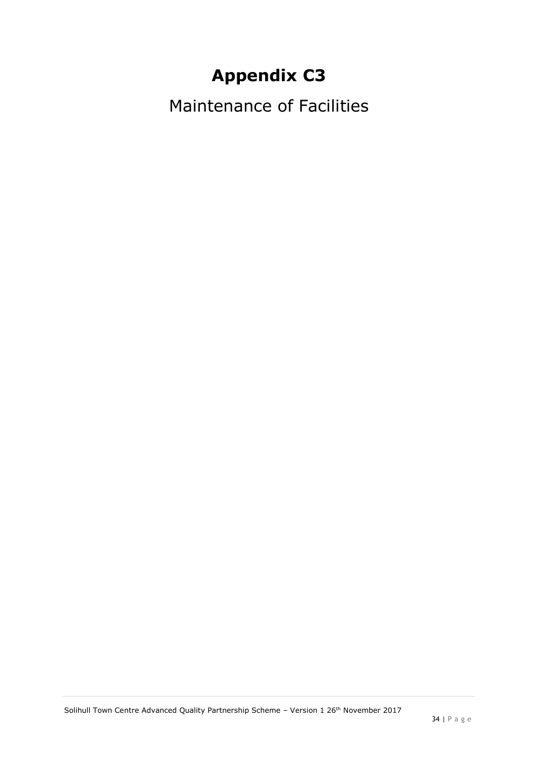# Appendix C3

Maintenance of Facilities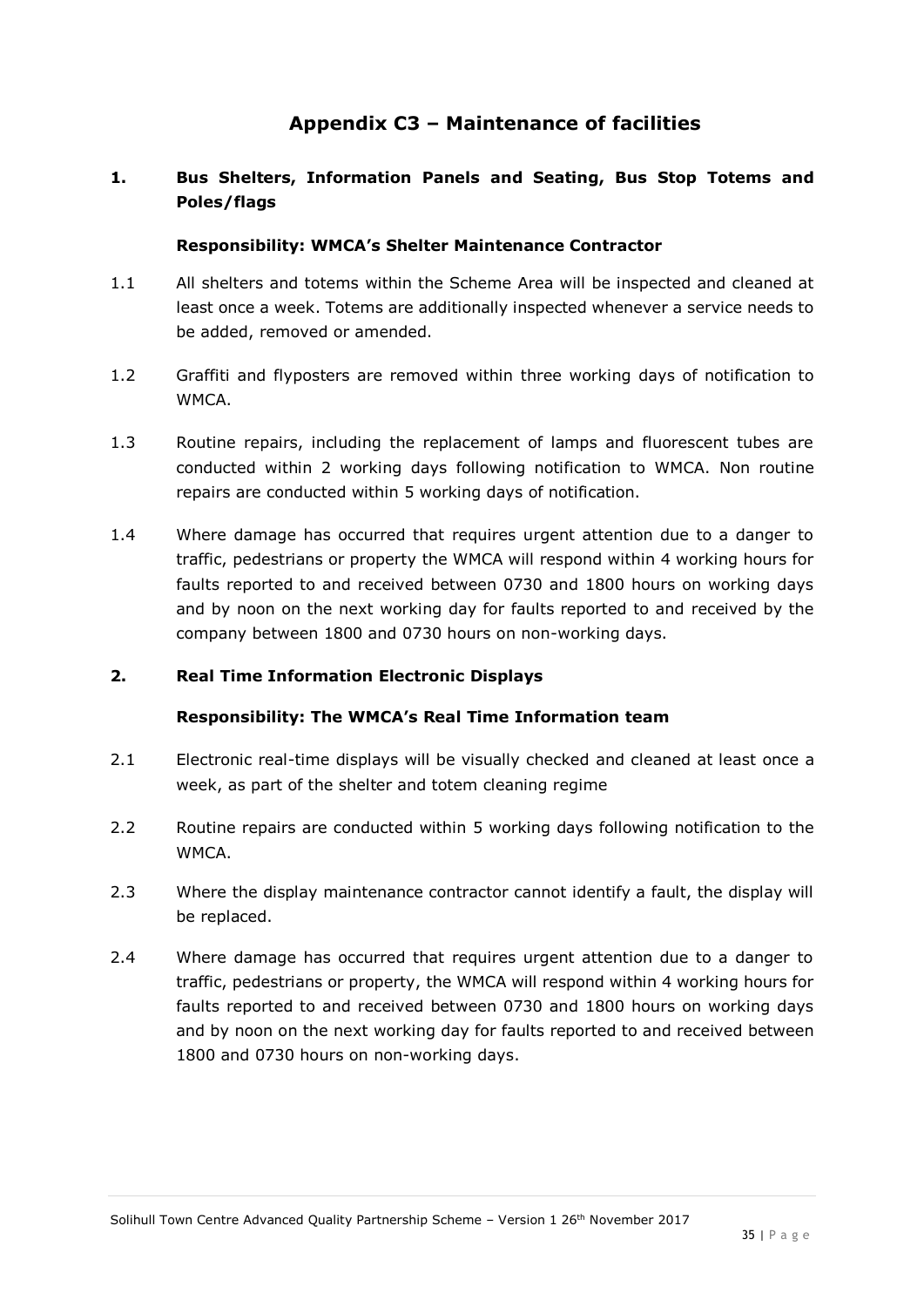# Appendix C3 – Maintenance of facilities

## 1. Bus Shelters, Information Panels and Seating, Bus Stop Totems and Poles/flags

**Responsibility: WMCA's Shelter Maintenance Contractor**

1.1 All shelters and totems within the Scheme Area will be inspected and cleaned at least once a week. Totems are additionally inspected whenever a service needs to be added, removed or amended.

1.2 Graffiti and flyposters are removed within three working days of notification to WMCA.

1.3 Routine repairs, including the replacement of lamps and fluorescent tubes are conducted within 2 working days following notification to WMCA. Non routine repairs are conducted within 5 working days of notification.

1.4 Where damage has occurred that requires urgent attention due to a danger to traffic, pedestrians or property the WMCA will respond within 4 working hours for faults reported to and received between 0730 and 1800 hours on working days and by noon on the next working day for faults reported to and received by the company between 1800 and 0730 hours on non-working days.

## 2. Real Time Information Electronic Displays

**Responsibility: The WMCA's Real Time Information team**

2.1 Electronic real-time displays will be visually checked and cleaned at least once a week, as part of the shelter and totem cleaning regime

2.2 Routine repairs are conducted within 5 working days following notification to the WMCA.

2.3 Where the display maintenance contractor cannot identify a fault, the display will be replaced.

2.4 Where damage has occurred that requires urgent attention due to a danger to traffic, pedestrians or property, the WMCA will respond within 4 working hours for faults reported to and received between 0730 and 1800 hours on working days and by noon on the next working day for faults reported to and received between 1800 and 0730 hours on non-working days.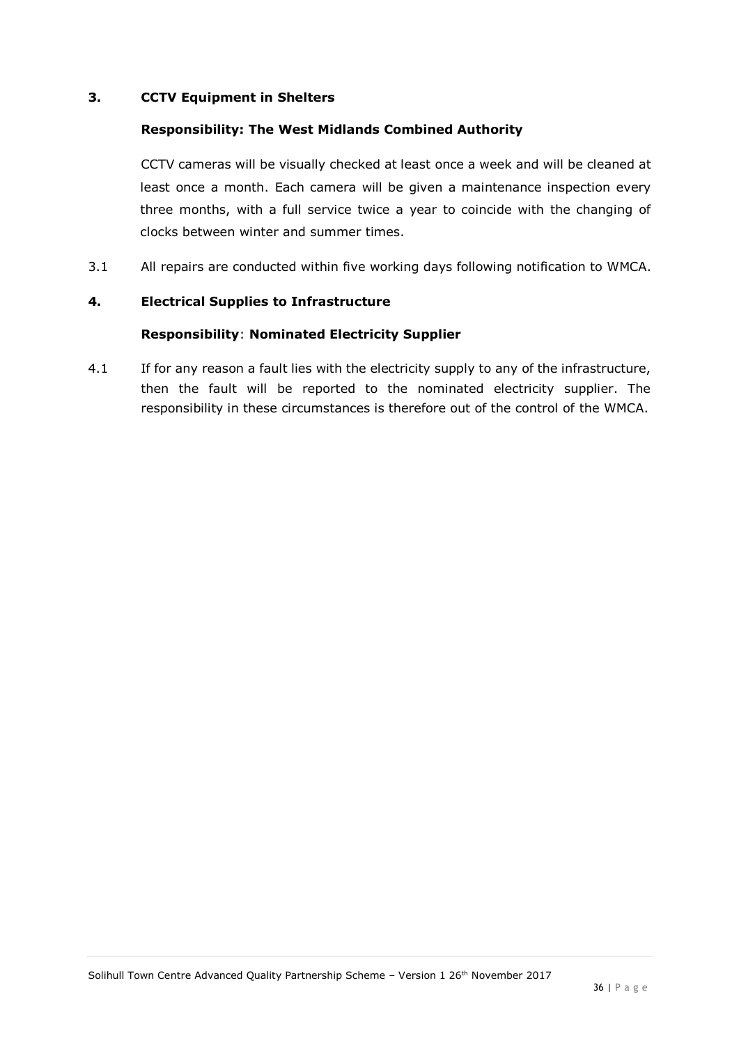## 3. CCTV Equipment in Shelters

**Responsibility: The West Midlands Combined Authority**

CCTV cameras will be visually checked at least once a week and will be cleaned at least once a month. Each camera will be given a maintenance inspection every three months, with a full service twice a year to coincide with the changing of clocks between winter and summer times.

3.1 All repairs are conducted within five working days following notification to WMCA.

## 4. Electrical Supplies to Infrastructure

**Responsibility**: **Nominated Electricity Supplier**

4.1 If for any reason a fault lies with the electricity supply to any of the infrastructure, then the fault will be reported to the nominated electricity supplier. The responsibility in these circumstances is therefore out of the control of the WMCA.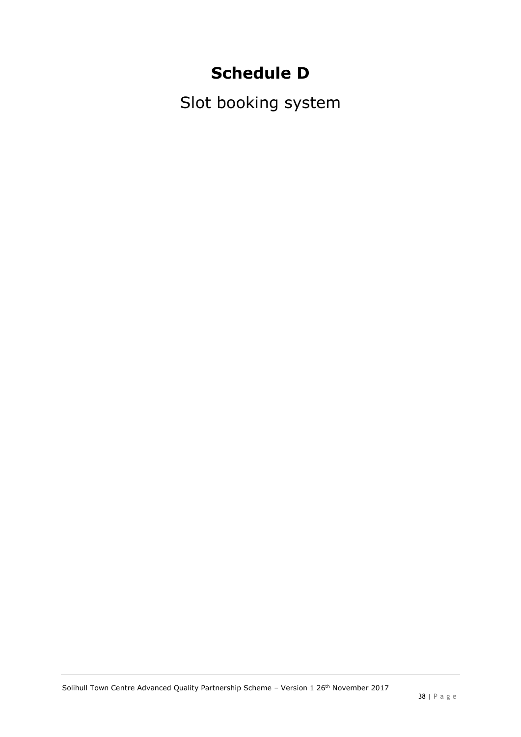# Schedule D

Slot booking system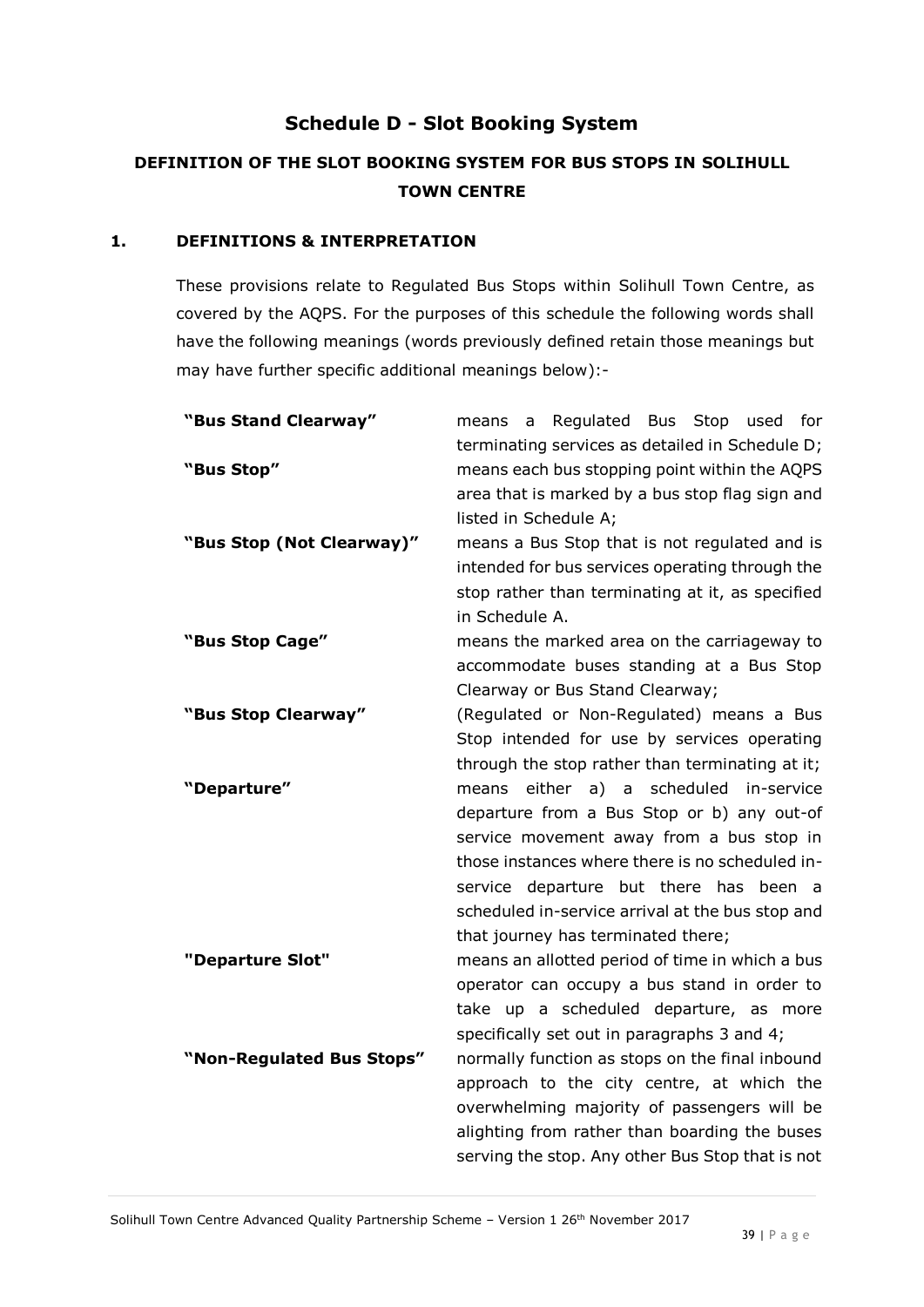# Schedule D - Slot Booking System

## DEFINITION OF THE SLOT BOOKING SYSTEM FOR BUS STOPS IN SOLIHULL TOWN CENTRE

### 1. DEFINITIONS & INTERPRETATION

These provisions relate to Regulated Bus Stops within Solihull Town Centre, as covered by the AQPS. For the purposes of this schedule the following words shall have the following meanings (words previously defined retain those meanings but may have further specific additional meanings below):-

| | |
|---|---|
| **"Bus Stand Clearway"** | means a Regulated Bus Stop used for terminating services as detailed in Schedule D; |
| **"Bus Stop"** | means each bus stopping point within the AQPS area that is marked by a bus stop flag sign and listed in Schedule A; |
| **"Bus Stop (Not Clearway)"** | means a Bus Stop that is not regulated and is intended for bus services operating through the stop rather than terminating at it, as specified in Schedule A. |
| **"Bus Stop Cage"** | means the marked area on the carriageway to accommodate buses standing at a Bus Stop Clearway or Bus Stand Clearway; |
| **"Bus Stop Clearway"** | (Regulated or Non-Regulated) means a Bus Stop intended for use by services operating through the stop rather than terminating at it; |
| **"Departure"** | means either a) a scheduled in-service departure from a Bus Stop or b) any out-of service movement away from a bus stop in those instances where there is no scheduled in-service departure but there has been a scheduled in-service arrival at the bus stop and that journey has terminated there; |
| **"Departure Slot"** | means an allotted period of time in which a bus operator can occupy a bus stand in order to take up a scheduled departure, as more specifically set out in paragraphs 3 and 4; |
| **"Non-Regulated Bus Stops"** | normally function as stops on the final inbound approach to the city centre, at which the overwhelming majority of passengers will be alighting from rather than boarding the buses serving the stop. Any other Bus Stop that is not |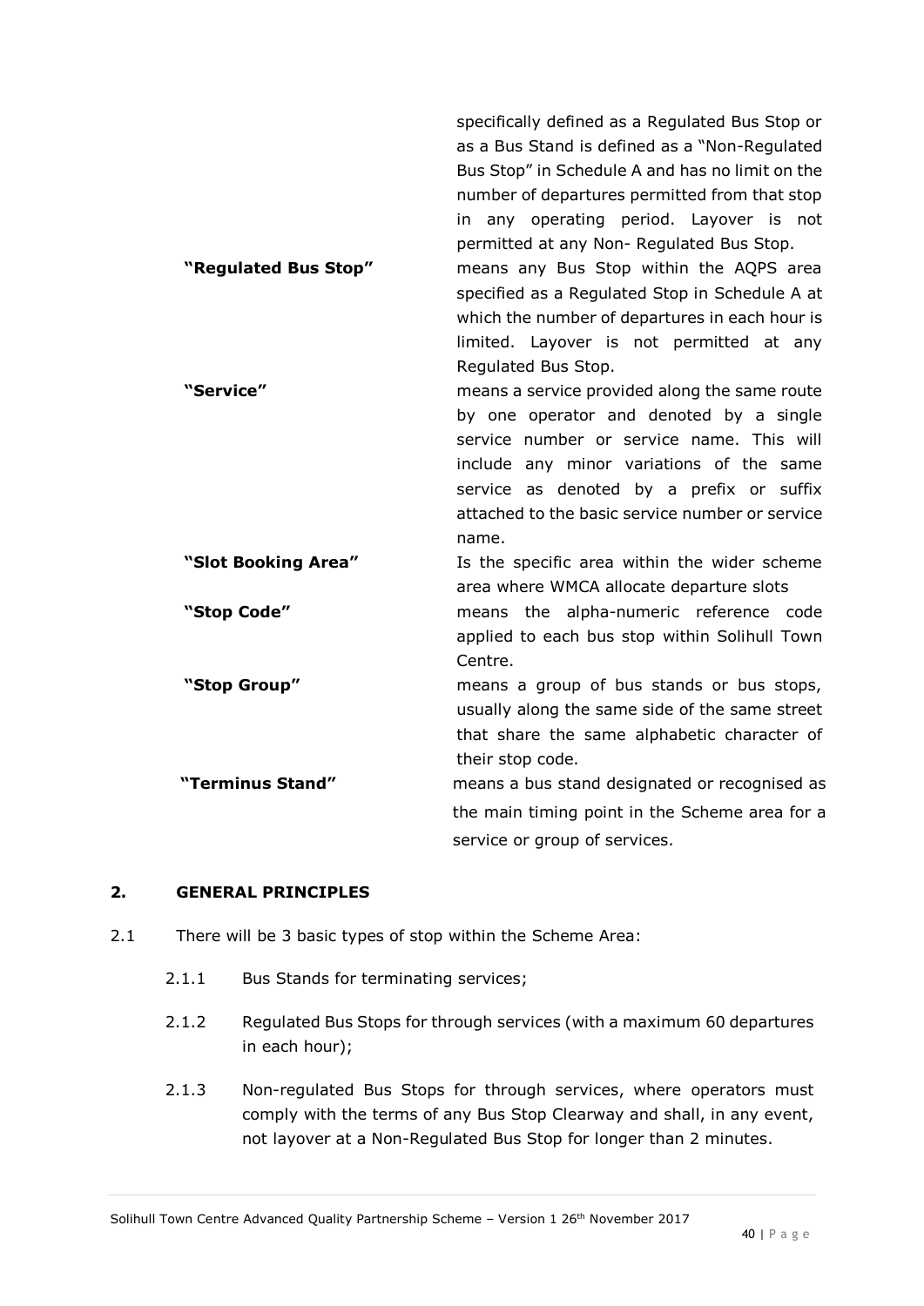specifically defined as a Regulated Bus Stop or as a Bus Stand is defined as a "Non-Regulated Bus Stop" in Schedule A and has no limit on the number of departures permitted from that stop in any operating period. Layover is not permitted at any Non- Regulated Bus Stop.

**"Regulated Bus Stop"** means any Bus Stop within the AQPS area specified as a Regulated Stop in Schedule A at which the number of departures in each hour is limited. Layover is not permitted at any Regulated Bus Stop.

**"Service"** means a service provided along the same route by one operator and denoted by a single service number or service name. This will include any minor variations of the same service as denoted by a prefix or suffix attached to the basic service number or service name.

**"Slot Booking Area"** Is the specific area within the wider scheme area where WMCA allocate departure slots

**"Stop Code"** means the alpha-numeric reference code applied to each bus stop within Solihull Town Centre.

**"Stop Group"** means a group of bus stands or bus stops, usually along the same side of the same street that share the same alphabetic character of their stop code.

**"Terminus Stand"** means a bus stand designated or recognised as the main timing point in the Scheme area for a service or group of services.

## 2. GENERAL PRINCIPLES

2.1 There will be 3 basic types of stop within the Scheme Area:

2.1.1 Bus Stands for terminating services;

2.1.2 Regulated Bus Stops for through services (with a maximum 60 departures in each hour);

2.1.3 Non-regulated Bus Stops for through services, where operators must comply with the terms of any Bus Stop Clearway and shall, in any event, not layover at a Non-Regulated Bus Stop for longer than 2 minutes.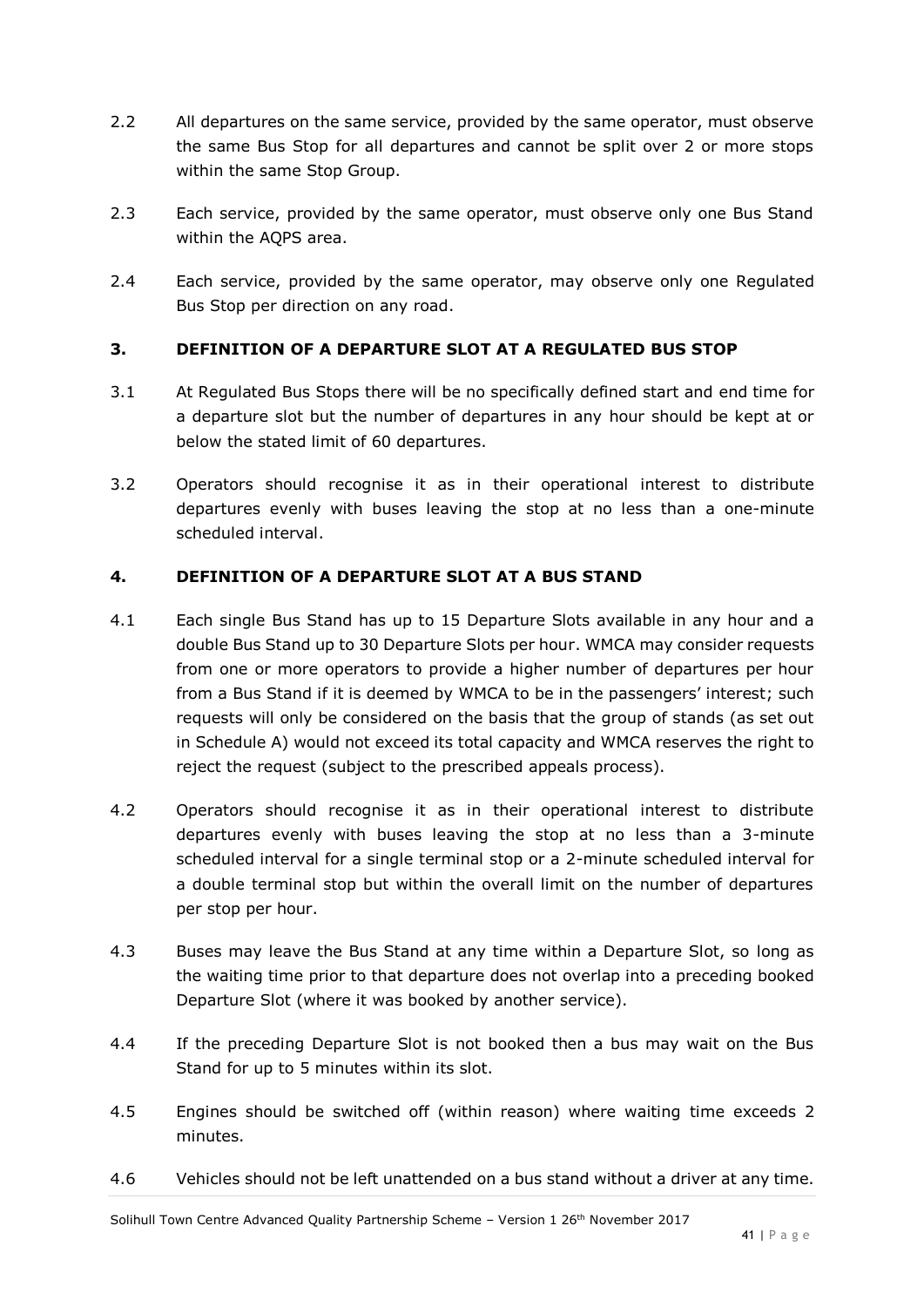2.2 All departures on the same service, provided by the same operator, must observe the same Bus Stop for all departures and cannot be split over 2 or more stops within the same Stop Group.

2.3 Each service, provided by the same operator, must observe only one Bus Stand within the AQPS area.

2.4 Each service, provided by the same operator, may observe only one Regulated Bus Stop per direction on any road.

## 3. DEFINITION OF A DEPARTURE SLOT AT A REGULATED BUS STOP

3.1 At Regulated Bus Stops there will be no specifically defined start and end time for a departure slot but the number of departures in any hour should be kept at or below the stated limit of 60 departures.

3.2 Operators should recognise it as in their operational interest to distribute departures evenly with buses leaving the stop at no less than a one-minute scheduled interval.

## 4. DEFINITION OF A DEPARTURE SLOT AT A BUS STAND

4.1 Each single Bus Stand has up to 15 Departure Slots available in any hour and a double Bus Stand up to 30 Departure Slots per hour. WMCA may consider requests from one or more operators to provide a higher number of departures per hour from a Bus Stand if it is deemed by WMCA to be in the passengers' interest; such requests will only be considered on the basis that the group of stands (as set out in Schedule A) would not exceed its total capacity and WMCA reserves the right to reject the request (subject to the prescribed appeals process).

4.2 Operators should recognise it as in their operational interest to distribute departures evenly with buses leaving the stop at no less than a 3-minute scheduled interval for a single terminal stop or a 2-minute scheduled interval for a double terminal stop but within the overall limit on the number of departures per stop per hour.

4.3 Buses may leave the Bus Stand at any time within a Departure Slot, so long as the waiting time prior to that departure does not overlap into a preceding booked Departure Slot (where it was booked by another service).

4.4 If the preceding Departure Slot is not booked then a bus may wait on the Bus Stand for up to 5 minutes within its slot.

4.5 Engines should be switched off (within reason) where waiting time exceeds 2 minutes.

4.6 Vehicles should not be left unattended on a bus stand without a driver at any time.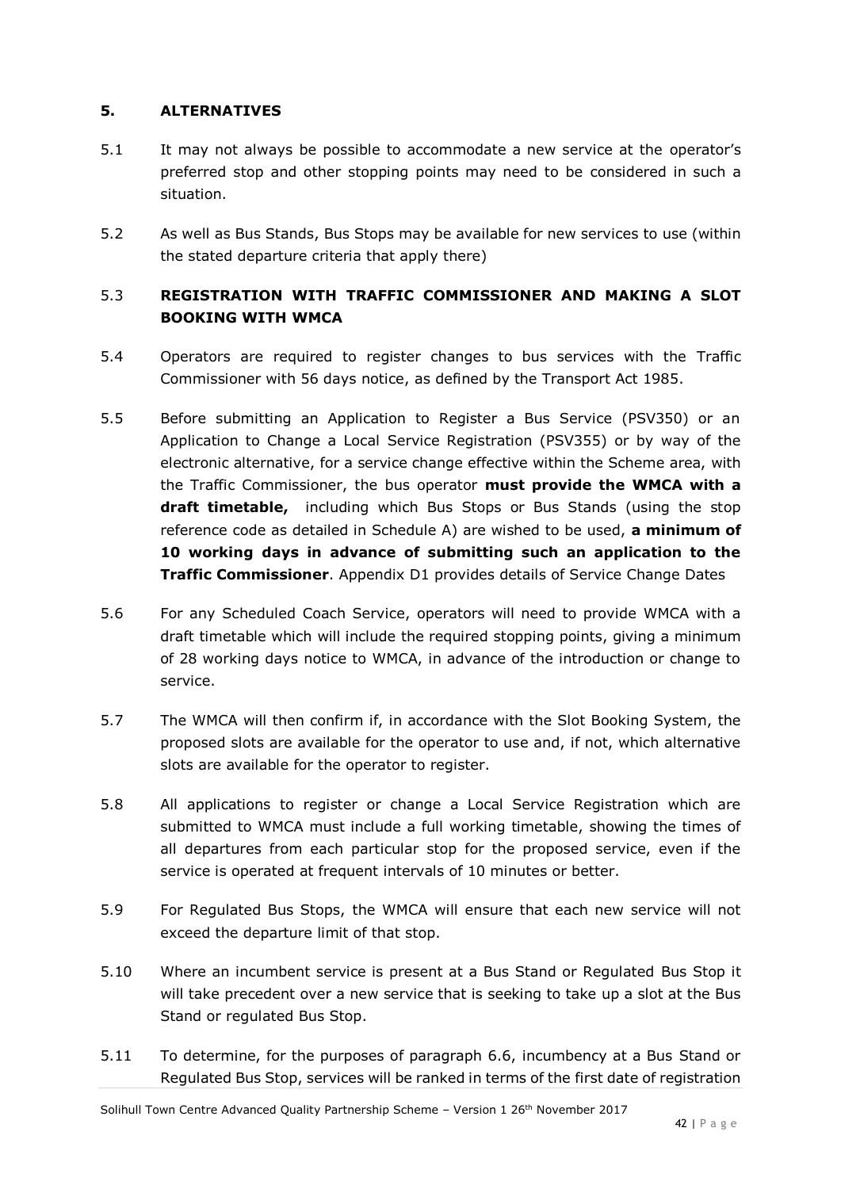## 5. ALTERNATIVES

5.1 It may not always be possible to accommodate a new service at the operator's preferred stop and other stopping points may need to be considered in such a situation.

5.2 As well as Bus Stands, Bus Stops may be available for new services to use (within the stated departure criteria that apply there)

### 5.3 REGISTRATION WITH TRAFFIC COMMISSIONER AND MAKING A SLOT BOOKING WITH WMCA

5.4 Operators are required to register changes to bus services with the Traffic Commissioner with 56 days notice, as defined by the Transport Act 1985.

5.5 Before submitting an Application to Register a Bus Service (PSV350) or an Application to Change a Local Service Registration (PSV355) or by way of the electronic alternative, for a service change effective within the Scheme area, with the Traffic Commissioner, the bus operator **must provide the WMCA with a draft timetable,** including which Bus Stops or Bus Stands (using the stop reference code as detailed in Schedule A) are wished to be used, **a minimum of 10 working days in advance of submitting such an application to the Traffic Commissioner**. Appendix D1 provides details of Service Change Dates

5.6 For any Scheduled Coach Service, operators will need to provide WMCA with a draft timetable which will include the required stopping points, giving a minimum of 28 working days notice to WMCA, in advance of the introduction or change to service.

5.7 The WMCA will then confirm if, in accordance with the Slot Booking System, the proposed slots are available for the operator to use and, if not, which alternative slots are available for the operator to register.

5.8 All applications to register or change a Local Service Registration which are submitted to WMCA must include a full working timetable, showing the times of all departures from each particular stop for the proposed service, even if the service is operated at frequent intervals of 10 minutes or better.

5.9 For Regulated Bus Stops, the WMCA will ensure that each new service will not exceed the departure limit of that stop.

5.10 Where an incumbent service is present at a Bus Stand or Regulated Bus Stop it will take precedent over a new service that is seeking to take up a slot at the Bus Stand or regulated Bus Stop.

5.11 To determine, for the purposes of paragraph 6.6, incumbency at a Bus Stand or Regulated Bus Stop, services will be ranked in terms of the first date of registration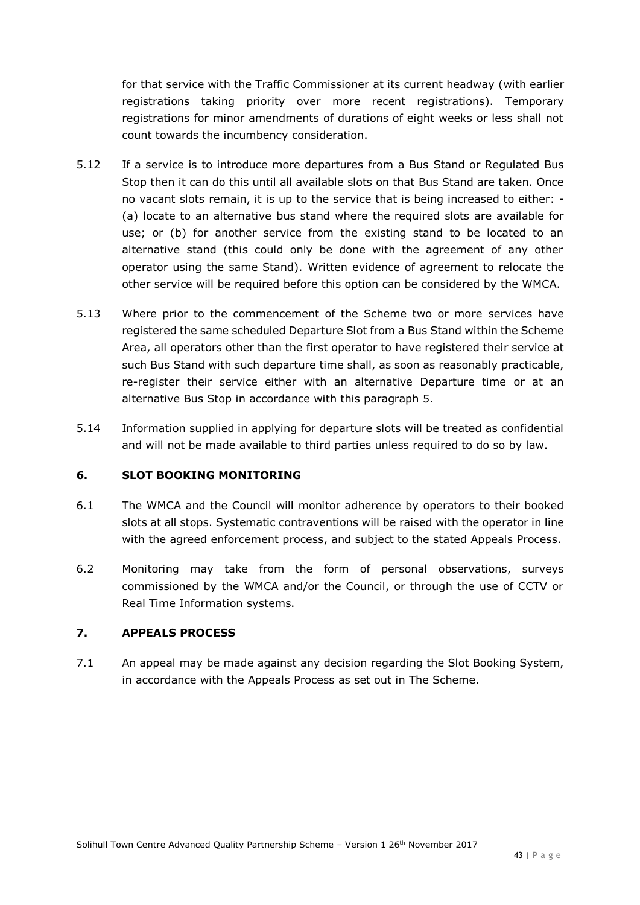for that service with the Traffic Commissioner at its current headway (with earlier registrations taking priority over more recent registrations). Temporary registrations for minor amendments of durations of eight weeks or less shall not count towards the incumbency consideration.

5.12 If a service is to introduce more departures from a Bus Stand or Regulated Bus Stop then it can do this until all available slots on that Bus Stand are taken. Once no vacant slots remain, it is up to the service that is being increased to either: - (a) locate to an alternative bus stand where the required slots are available for use; or (b) for another service from the existing stand to be located to an alternative stand (this could only be done with the agreement of any other operator using the same Stand). Written evidence of agreement to relocate the other service will be required before this option can be considered by the WMCA.

5.13 Where prior to the commencement of the Scheme two or more services have registered the same scheduled Departure Slot from a Bus Stand within the Scheme Area, all operators other than the first operator to have registered their service at such Bus Stand with such departure time shall, as soon as reasonably practicable, re-register their service either with an alternative Departure time or at an alternative Bus Stop in accordance with this paragraph 5.

5.14 Information supplied in applying for departure slots will be treated as confidential and will not be made available to third parties unless required to do so by law.

## 6. SLOT BOOKING MONITORING

6.1 The WMCA and the Council will monitor adherence by operators to their booked slots at all stops. Systematic contraventions will be raised with the operator in line with the agreed enforcement process, and subject to the stated Appeals Process.

6.2 Monitoring may take from the form of personal observations, surveys commissioned by the WMCA and/or the Council, or through the use of CCTV or Real Time Information systems.

## 7. APPEALS PROCESS

7.1 An appeal may be made against any decision regarding the Slot Booking System, in accordance with the Appeals Process as set out in The Scheme.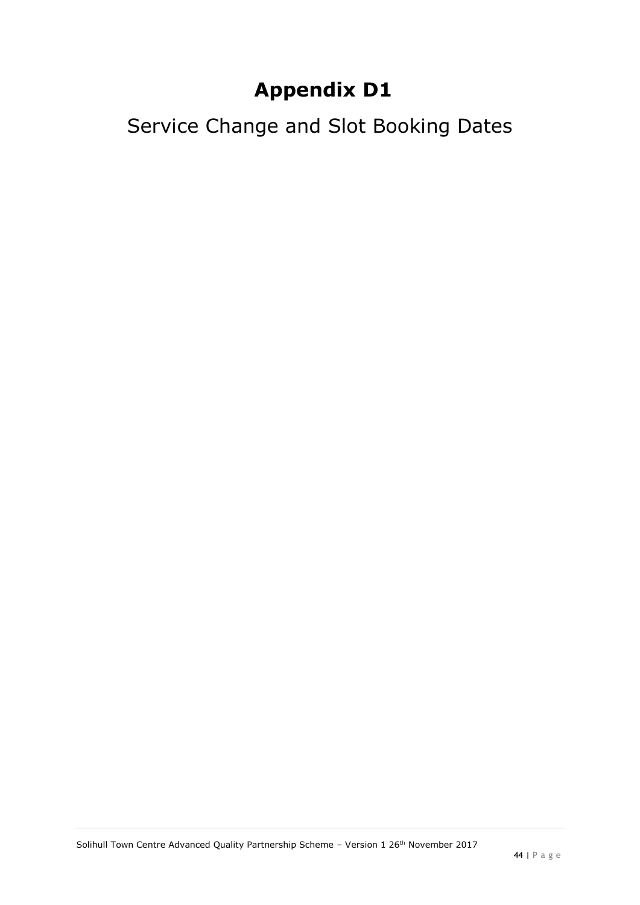# Appendix D1

## Service Change and Slot Booking Dates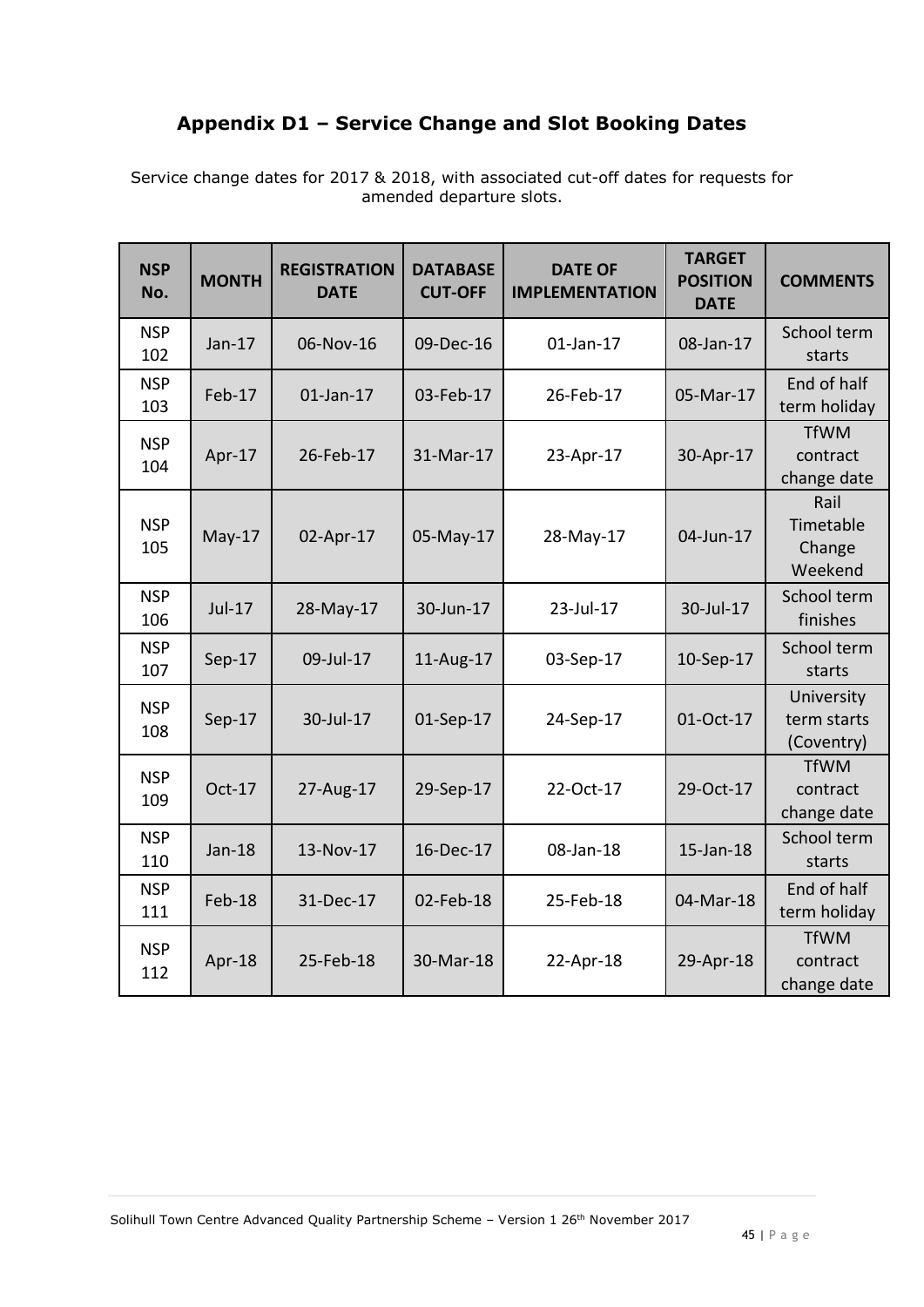## Appendix D1 – Service Change and Slot Booking Dates

Service change dates for 2017 & 2018, with associated cut-off dates for requests for amended departure slots.

| NSP No. | MONTH | REGISTRATION DATE | DATABASE CUT-OFF | DATE OF IMPLEMENTATION | TARGET POSITION DATE | COMMENTS |
|---|---|---|---|---|---|---|
| NSP 102 | Jan-17 | 06-Nov-16 | 09-Dec-16 | 01-Jan-17 | 08-Jan-17 | School term starts |
| NSP 103 | Feb-17 | 01-Jan-17 | 03-Feb-17 | 26-Feb-17 | 05-Mar-17 | End of half term holiday |
| NSP 104 | Apr-17 | 26-Feb-17 | 31-Mar-17 | 23-Apr-17 | 30-Apr-17 | TfWM contract change date |
| NSP 105 | May-17 | 02-Apr-17 | 05-May-17 | 28-May-17 | 04-Jun-17 | Rail Timetable Change Weekend |
| NSP 106 | Jul-17 | 28-May-17 | 30-Jun-17 | 23-Jul-17 | 30-Jul-17 | School term finishes |
| NSP 107 | Sep-17 | 09-Jul-17 | 11-Aug-17 | 03-Sep-17 | 10-Sep-17 | School term starts |
| NSP 108 | Sep-17 | 30-Jul-17 | 01-Sep-17 | 24-Sep-17 | 01-Oct-17 | University term starts (Coventry) |
| NSP 109 | Oct-17 | 27-Aug-17 | 29-Sep-17 | 22-Oct-17 | 29-Oct-17 | TfWM contract change date |
| NSP 110 | Jan-18 | 13-Nov-17 | 16-Dec-17 | 08-Jan-18 | 15-Jan-18 | School term starts |
| NSP 111 | Feb-18 | 31-Dec-17 | 02-Feb-18 | 25-Feb-18 | 04-Mar-18 | End of half term holiday |
| NSP 112 | Apr-18 | 25-Feb-18 | 30-Mar-18 | 22-Apr-18 | 29-Apr-18 | TfWM contract change date |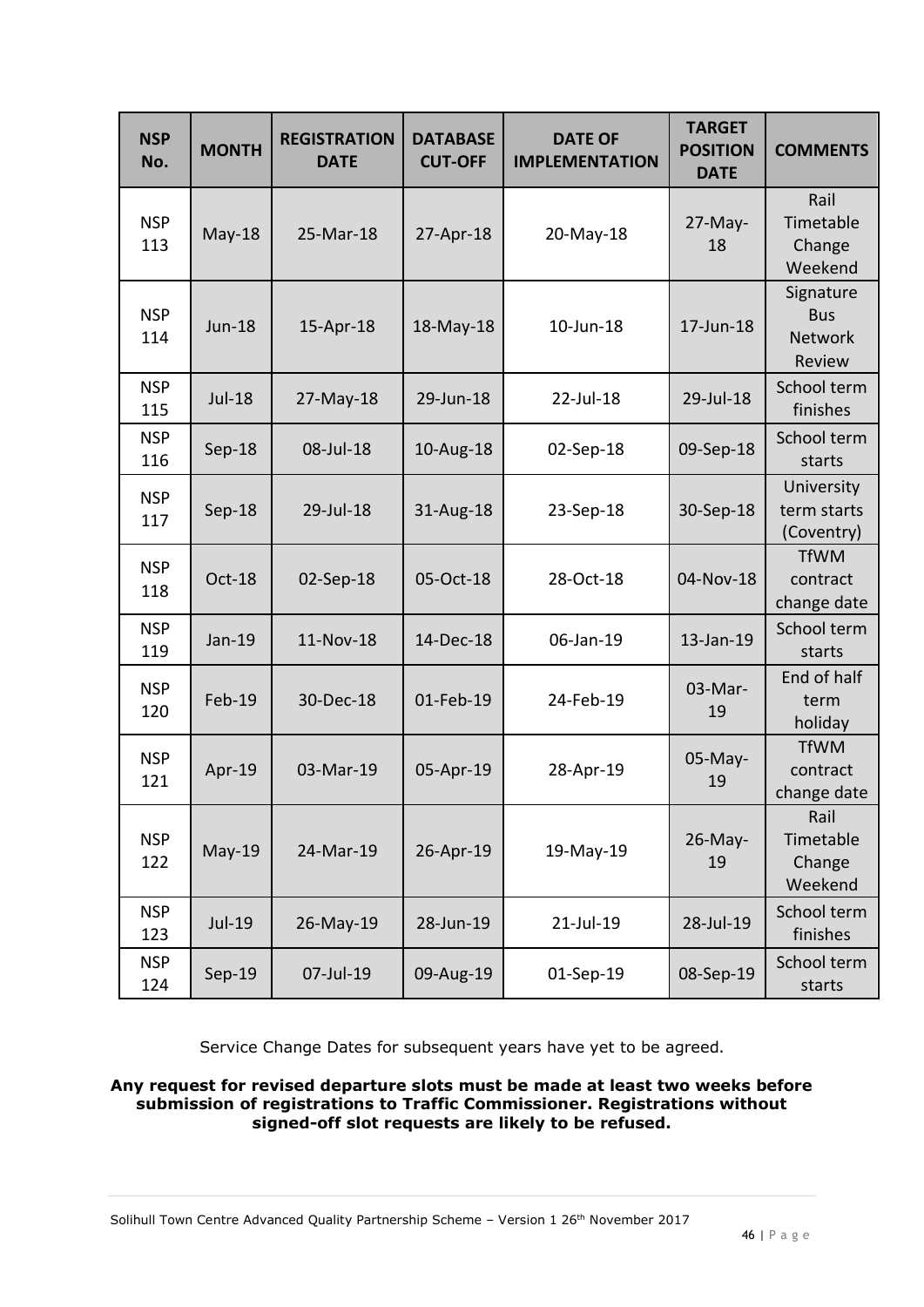| NSP No. | MONTH | REGISTRATION DATE | DATABASE CUT-OFF | DATE OF IMPLEMENTATION | TARGET POSITION DATE | COMMENTS |
|---|---|---|---|---|---|---|
| NSP 113 | May-18 | 25-Mar-18 | 27-Apr-18 | 20-May-18 | 27-May-18 | Rail Timetable Change Weekend |
| NSP 114 | Jun-18 | 15-Apr-18 | 18-May-18 | 10-Jun-18 | 17-Jun-18 | Signature Bus Network Review |
| NSP 115 | Jul-18 | 27-May-18 | 29-Jun-18 | 22-Jul-18 | 29-Jul-18 | School term finishes |
| NSP 116 | Sep-18 | 08-Jul-18 | 10-Aug-18 | 02-Sep-18 | 09-Sep-18 | School term starts |
| NSP 117 | Sep-18 | 29-Jul-18 | 31-Aug-18 | 23-Sep-18 | 30-Sep-18 | University term starts (Coventry) |
| NSP 118 | Oct-18 | 02-Sep-18 | 05-Oct-18 | 28-Oct-18 | 04-Nov-18 | TfWM contract change date |
| NSP 119 | Jan-19 | 11-Nov-18 | 14-Dec-18 | 06-Jan-19 | 13-Jan-19 | School term starts |
| NSP 120 | Feb-19 | 30-Dec-18 | 01-Feb-19 | 24-Feb-19 | 03-Mar-19 | End of half term holiday |
| NSP 121 | Apr-19 | 03-Mar-19 | 05-Apr-19 | 28-Apr-19 | 05-May-19 | TfWM contract change date |
| NSP 122 | May-19 | 24-Mar-19 | 26-Apr-19 | 19-May-19 | 26-May-19 | Rail Timetable Change Weekend |
| NSP 123 | Jul-19 | 26-May-19 | 28-Jun-19 | 21-Jul-19 | 28-Jul-19 | School term finishes |
| NSP 124 | Sep-19 | 07-Jul-19 | 09-Aug-19 | 01-Sep-19 | 08-Sep-19 | School term starts |

Service Change Dates for subsequent years have yet to be agreed.

**Any request for revised departure slots must be made at least two weeks before submission of registrations to Traffic Commissioner. Registrations without signed-off slot requests are likely to be refused.**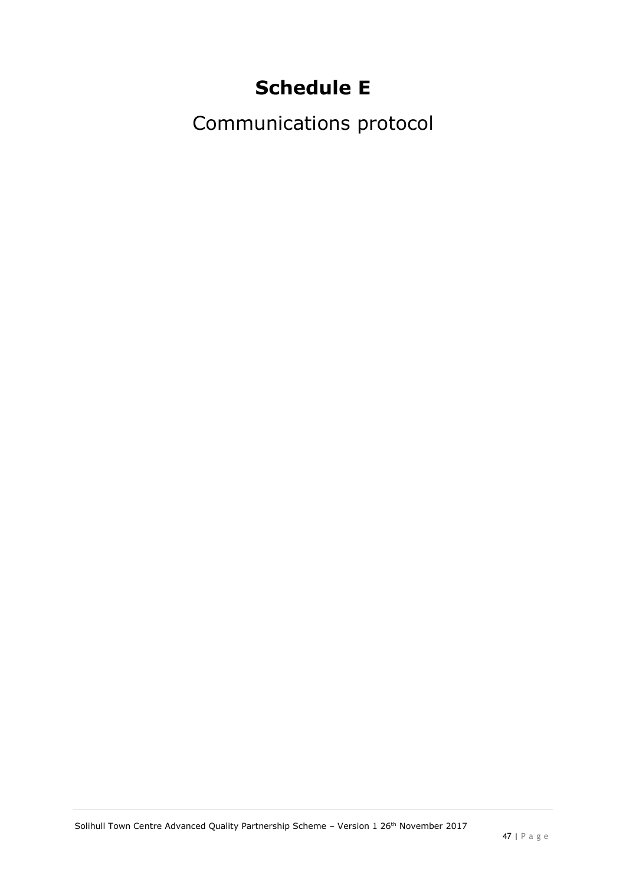# Schedule E

Communications protocol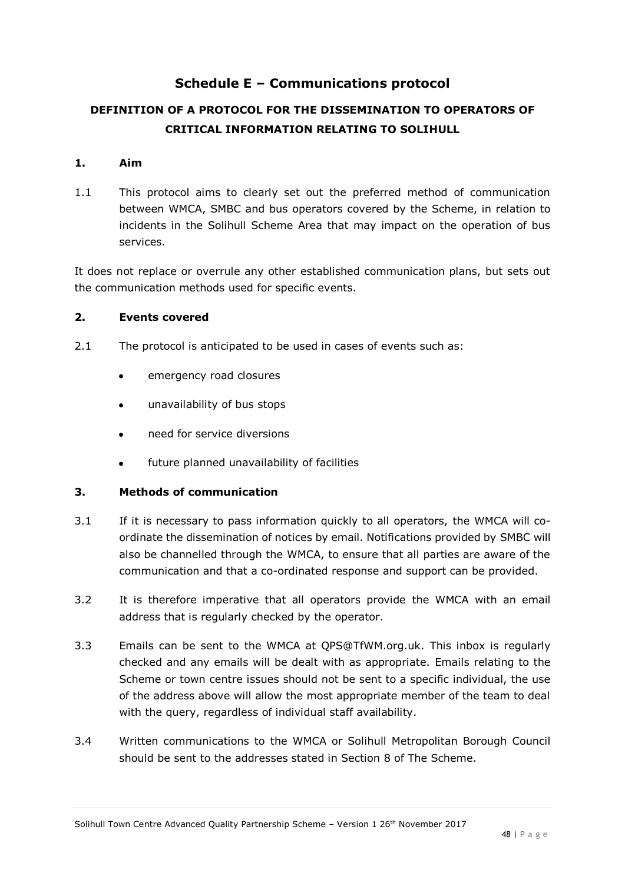# Schedule E – Communications protocol

## DEFINITION OF A PROTOCOL FOR THE DISSEMINATION TO OPERATORS OF CRITICAL INFORMATION RELATING TO SOLIHULL

### 1. Aim

1.1 This protocol aims to clearly set out the preferred method of communication between WMCA, SMBC and bus operators covered by the Scheme, in relation to incidents in the Solihull Scheme Area that may impact on the operation of bus services.

It does not replace or overrule any other established communication plans, but sets out the communication methods used for specific events.

### 2. Events covered

2.1 The protocol is anticipated to be used in cases of events such as:

- emergency road closures
- unavailability of bus stops
- need for service diversions
- future planned unavailability of facilities

### 3. Methods of communication

3.1 If it is necessary to pass information quickly to all operators, the WMCA will co-ordinate the dissemination of notices by email. Notifications provided by SMBC will also be channelled through the WMCA, to ensure that all parties are aware of the communication and that a co-ordinated response and support can be provided.

3.2 It is therefore imperative that all operators provide the WMCA with an email address that is regularly checked by the operator.

3.3 Emails can be sent to the WMCA at QPS@TfWM.org.uk. This inbox is regularly checked and any emails will be dealt with as appropriate. Emails relating to the Scheme or town centre issues should not be sent to a specific individual, the use of the address above will allow the most appropriate member of the team to deal with the query, regardless of individual staff availability.

3.4 Written communications to the WMCA or Solihull Metropolitan Borough Council should be sent to the addresses stated in Section 8 of The Scheme.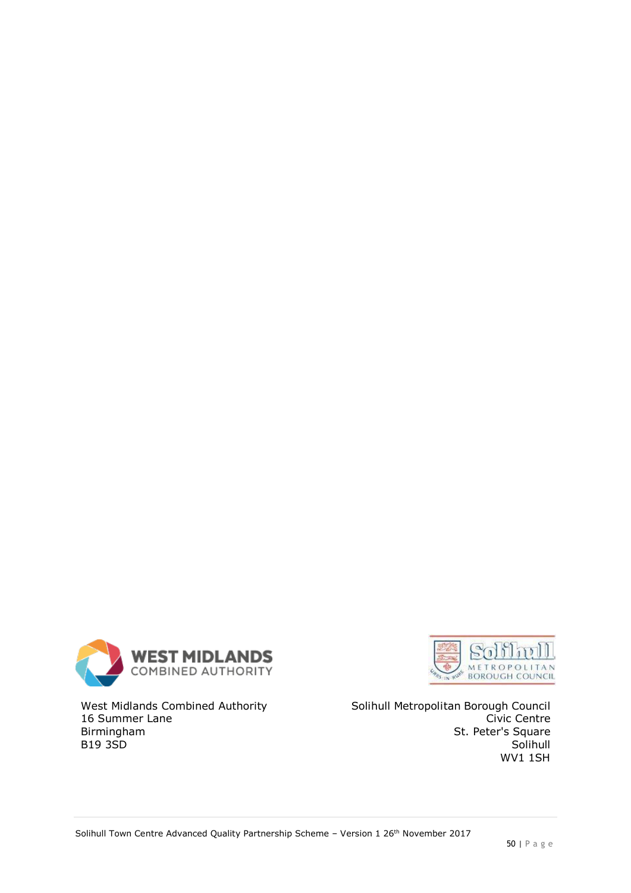West Midlands Combined Authority
16 Summer Lane
Birmingham
B19 3SD

Solihull Metropolitan Borough Council
Civic Centre
St. Peter's Square
Solihull
WV1 1SH